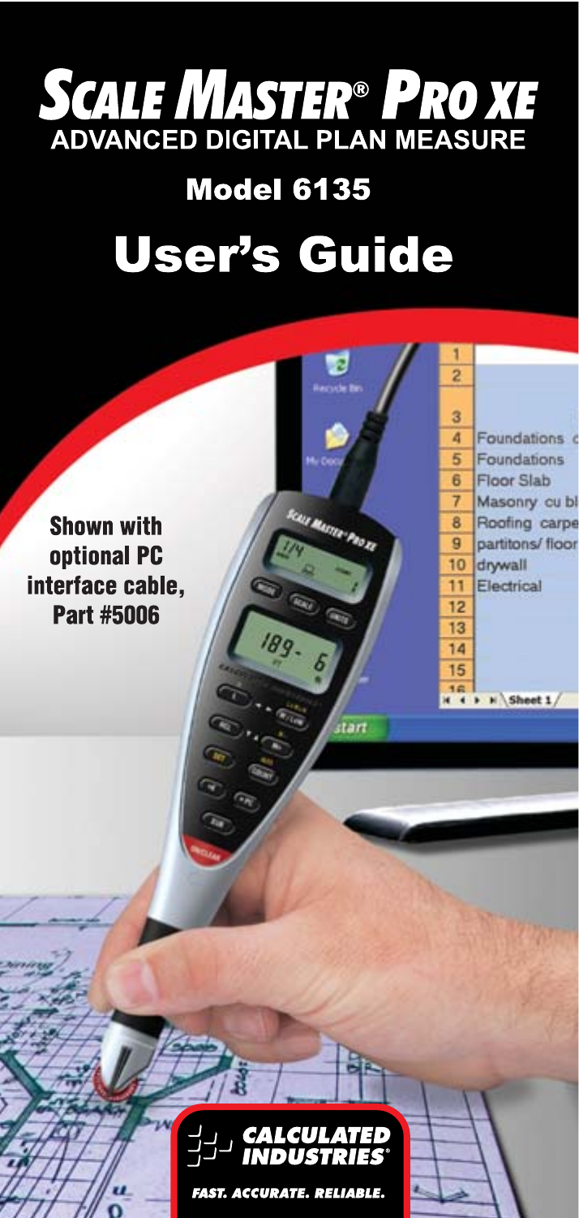# SCALE MASTER® PRO XE

## ADVANCED DIGITAL PLAN MEASURE

## Model 6135

# User's Guide

**Shown with optional PC interface cable, Part #5006**

CALCULATED INDUSTRIES®

*FAST. ACCURATE. RELIABLE.*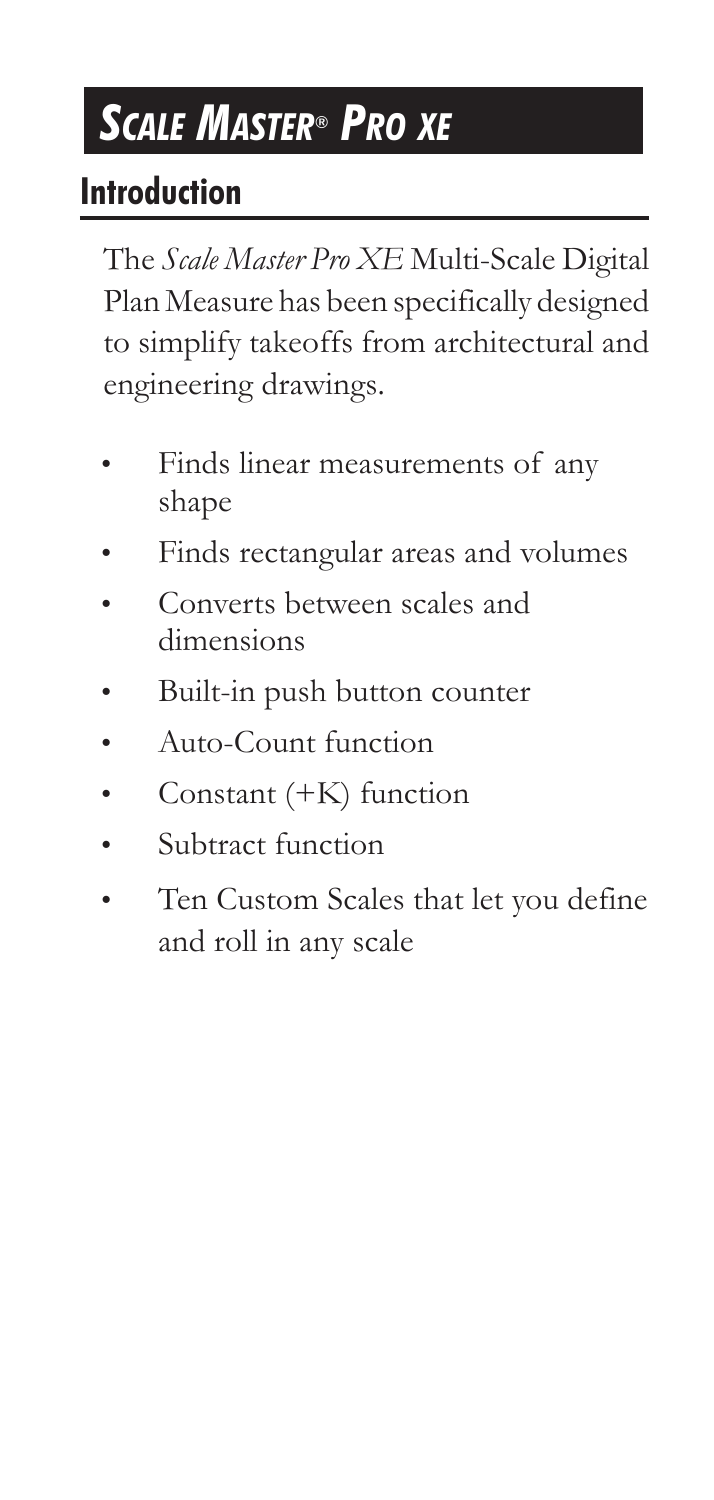# *Scale Master® Pro XE*

## Introduction

The *Scale Master Pro XE* Multi-Scale Digital Plan Measure has been specifically designed to simplify takeoffs from architectural and engineering drawings.

- Finds linear measurements of any shape
- Finds rectangular areas and volumes
- Converts between scales and dimensions
- Built-in push button counter
- Auto-Count function
- Constant (+K) function
- Subtract function
- Ten Custom Scales that let you define and roll in any scale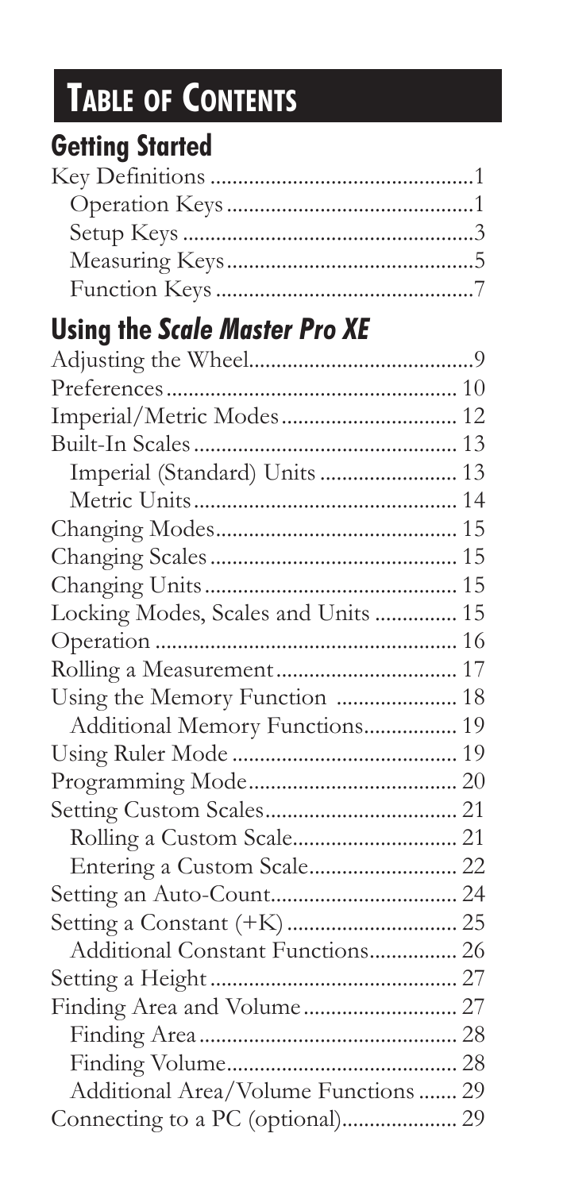# TABLE OF CONTENTS

## Getting Started

Key Definitions ....1
- Operation Keys ....1
- Setup Keys ....3
- Measuring Keys ....5
- Function Keys ....7

## Using the *Scale Master Pro XE*

Adjusting the Wheel ....9
Preferences ....10
Imperial/Metric Modes ....12
Built-In Scales ....13
- Imperial (Standard) Units ....13
- Metric Units ....14

Changing Modes ....15
Changing Scales ....15
Changing Units ....15
Locking Modes, Scales and Units ....15
Operation ....16
Rolling a Measurement ....17
Using the Memory Function ....18
- Additional Memory Functions ....19

Using Ruler Mode ....19
Programming Mode ....20
Setting Custom Scales ....21
- Rolling a Custom Scale ....21
- Entering a Custom Scale ....22

Setting an Auto-Count ....24
Setting a Constant (+K) ....25
- Additional Constant Functions ....26

Setting a Height ....27
Finding Area and Volume ....27
- Finding Area ....28
- Finding Volume ....28
- Additional Area/Volume Functions ....29

Connecting to a PC (optional) ....29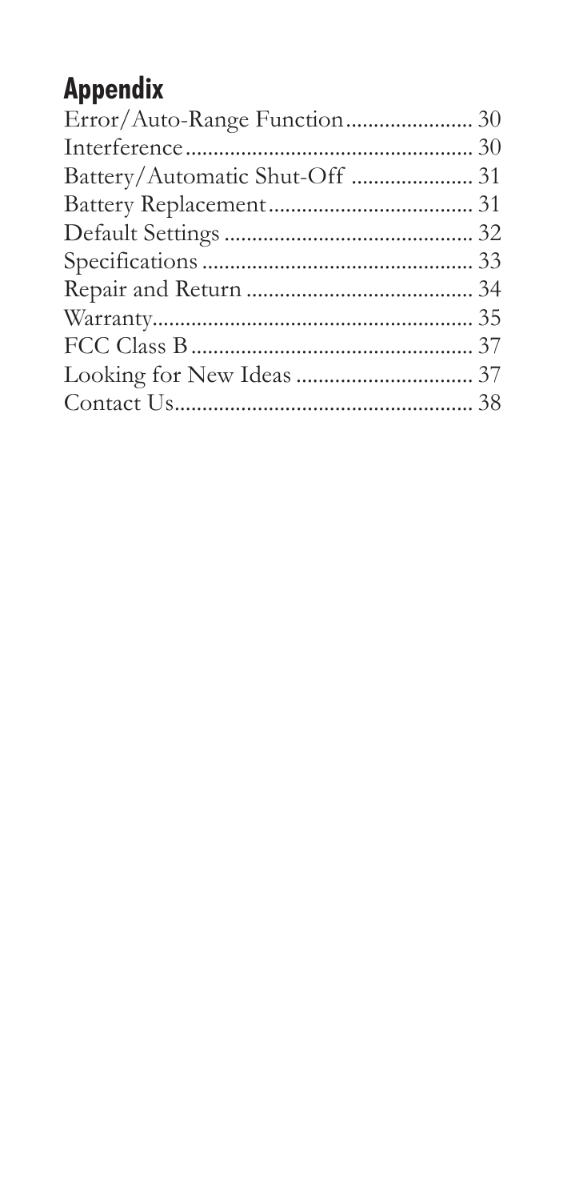## Appendix

Error/Auto-Range Function....................... 30
Interference.................................................... 30
Battery/Automatic Shut-Off ...................... 31
Battery Replacement..................................... 31
Default Settings ............................................. 32
Specifications ................................................. 33
Repair and Return ......................................... 34
Warranty.......................................................... 35
FCC Class B.................................................... 37
Looking for New Ideas ................................ 37
Contact Us....................................................... 38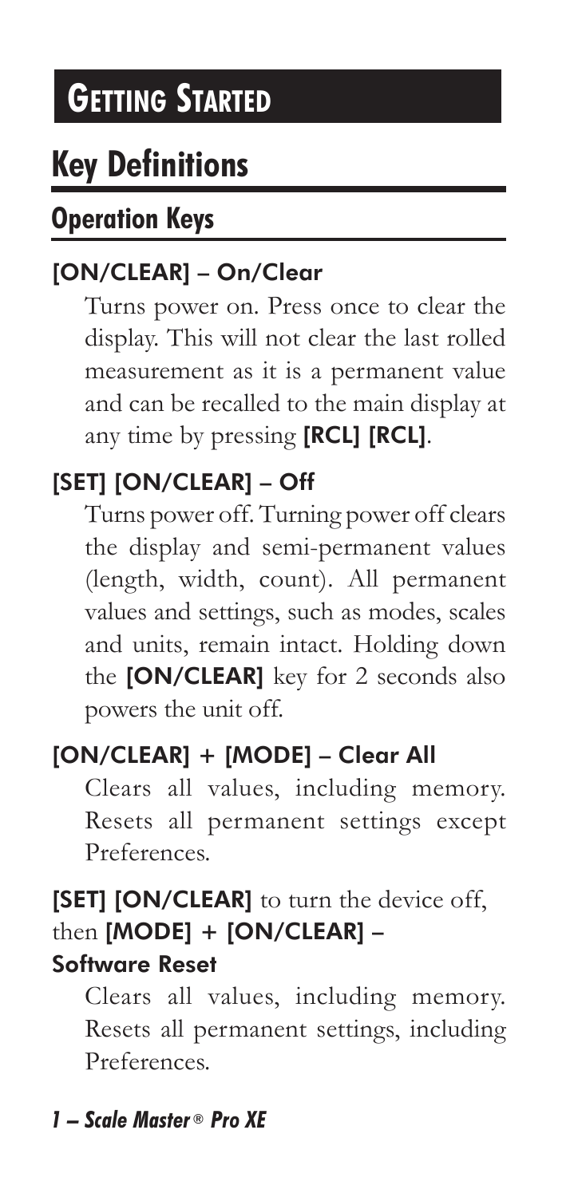# Getting Started

# Key Definitions

## Operation Keys

### [ON/CLEAR] – On/Clear

Turns power on. Press once to clear the display. This will not clear the last rolled measurement as it is a permanent value and can be recalled to the main display at any time by pressing **[RCL] [RCL]**.

### [SET] [ON/CLEAR] – Off

Turns power off. Turning power off clears the display and semi-permanent values (length, width, count). All permanent values and settings, such as modes, scales and units, remain intact. Holding down the **[ON/CLEAR]** key for 2 seconds also powers the unit off.

### [ON/CLEAR] + [MODE] – Clear All

Clears all values, including memory. Resets all permanent settings except Preferences.

### [SET] [ON/CLEAR] to turn the device off, then [MODE] + [ON/CLEAR] – Software Reset

Clears all values, including memory. Resets all permanent settings, including Preferences.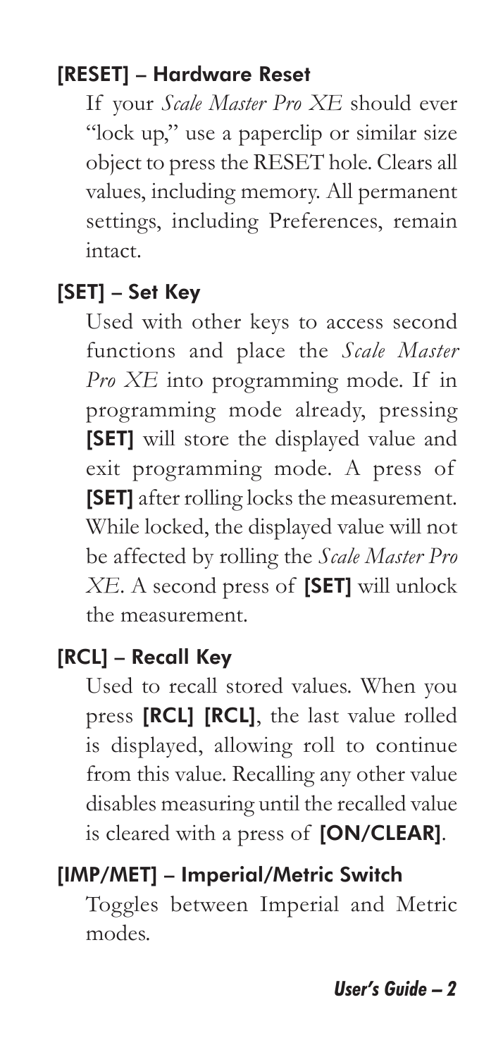### [RESET] – Hardware Reset

If your *Scale Master Pro XE* should ever "lock up," use a paperclip or similar size object to press the RESET hole. Clears all values, including memory. All permanent settings, including Preferences, remain intact.

### [SET] – Set Key

Used with other keys to access second functions and place the *Scale Master Pro XE* into programming mode. If in programming mode already, pressing **[SET]** will store the displayed value and exit programming mode. A press of **[SET]** after rolling locks the measurement. While locked, the displayed value will not be affected by rolling the *Scale Master Pro XE*. A second press of **[SET]** will unlock the measurement.

### [RCL] – Recall Key

Used to recall stored values. When you press **[RCL] [RCL]**, the last value rolled is displayed, allowing roll to continue from this value. Recalling any other value disables measuring until the recalled value is cleared with a press of **[ON/CLEAR]**.

### [IMP/MET] – Imperial/Metric Switch

Toggles between Imperial and Metric modes.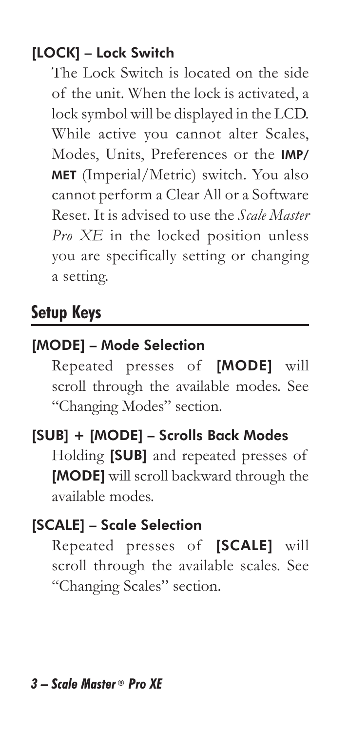### [LOCK] – Lock Switch

The Lock Switch is located on the side of the unit. When the lock is activated, a lock symbol will be displayed in the LCD. While active you cannot alter Scales, Modes, Units, Preferences or the **IMP/MET** (Imperial/Metric) switch. You also cannot perform a Clear All or a Software Reset. It is advised to use the *Scale Master Pro XE* in the locked position unless you are specifically setting or changing a setting.

## Setup Keys

### [MODE] – Mode Selection

Repeated presses of **[MODE]** will scroll through the available modes. See "Changing Modes" section.

### [SUB] + [MODE] – Scrolls Back Modes

Holding **[SUB]** and repeated presses of **[MODE]** will scroll backward through the available modes.

### [SCALE] – Scale Selection

Repeated presses of **[SCALE]** will scroll through the available scales. See "Changing Scales" section.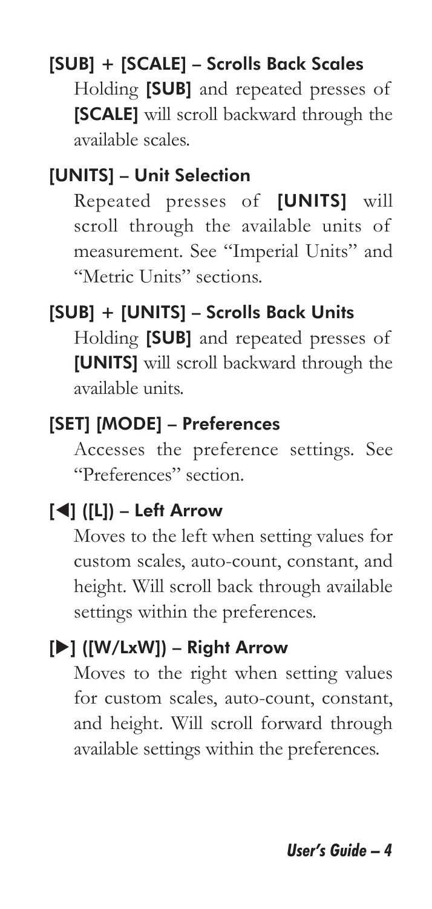### [SUB] + [SCALE] – Scrolls Back Scales

Holding **[SUB]** and repeated presses of **[SCALE]** will scroll backward through the available scales.

### [UNITS] – Unit Selection

Repeated presses of **[UNITS]** will scroll through the available units of measurement. See "Imperial Units" and "Metric Units" sections.

### [SUB] + [UNITS] – Scrolls Back Units

Holding **[SUB]** and repeated presses of **[UNITS]** will scroll backward through the available units.

### [SET] [MODE] – Preferences

Accesses the preference settings. See "Preferences" section.

### [◀] ([L]) – Left Arrow

Moves to the left when setting values for custom scales, auto-count, constant, and height. Will scroll back through available settings within the preferences.

### [▶] ([W/LxW]) – Right Arrow

Moves to the right when setting values for custom scales, auto-count, constant, and height. Will scroll forward through available settings within the preferences.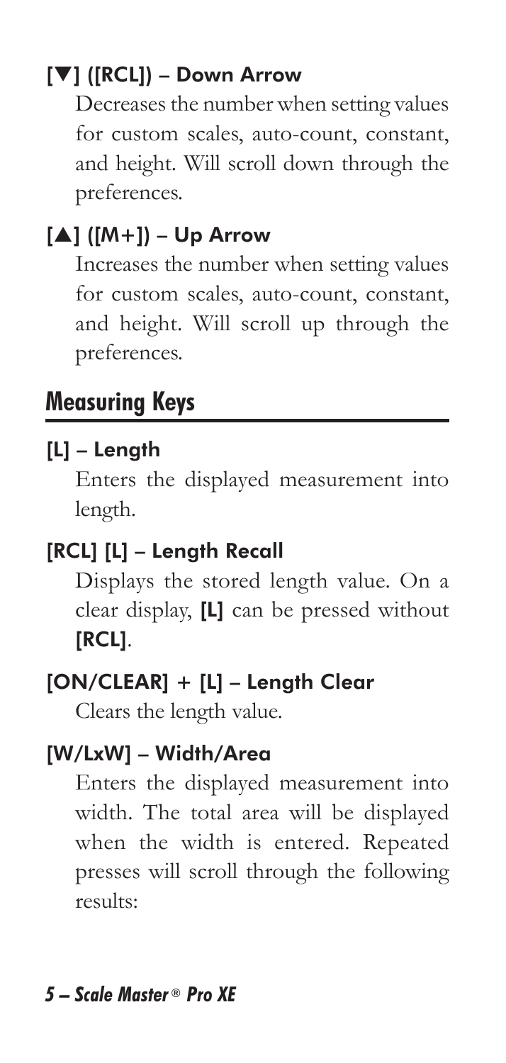### [▼] ([RCL]) – Down Arrow

Decreases the number when setting values for custom scales, auto-count, constant, and height. Will scroll down through the preferences.

### [▲] ([M+]) – Up Arrow

Increases the number when setting values for custom scales, auto-count, constant, and height. Will scroll up through the preferences.

## Measuring Keys

### [L] – Length

Enters the displayed measurement into length.

### [RCL] [L] – Length Recall

Displays the stored length value. On a clear display, **[L]** can be pressed without **[RCL]**.

### [ON/CLEAR] + [L] – Length Clear

Clears the length value.

### [W/LxW] – Width/Area

Enters the displayed measurement into width. The total area will be displayed when the width is entered. Repeated presses will scroll through the following results: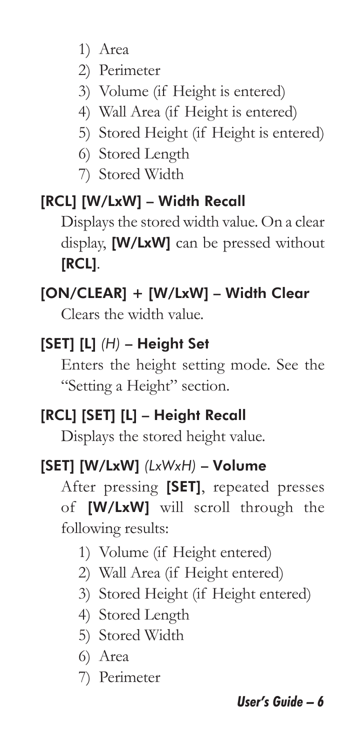1) Area
2) Perimeter
3) Volume (if Height is entered)
4) Wall Area (if Height is entered)
5) Stored Height (if Height is entered)
6) Stored Length
7) Stored Width

### [RCL] [W/LxW] – Width Recall

Displays the stored width value. On a clear display, **[W/LxW]** can be pressed without **[RCL]**.

### [ON/CLEAR] + [W/LxW] – Width Clear

Clears the width value.

### [SET] [L] *(H)* – Height Set

Enters the height setting mode. See the "Setting a Height" section.

### [RCL] [SET] [L] – Height Recall

Displays the stored height value.

### [SET] [W/LxW] *(LxWxH)* – Volume

After pressing **[SET]**, repeated presses of **[W/LxW]** will scroll through the following results:

1) Volume (if Height entered)
2) Wall Area (if Height entered)
3) Stored Height (if Height entered)
4) Stored Length
5) Stored Width
6) Area
7) Perimeter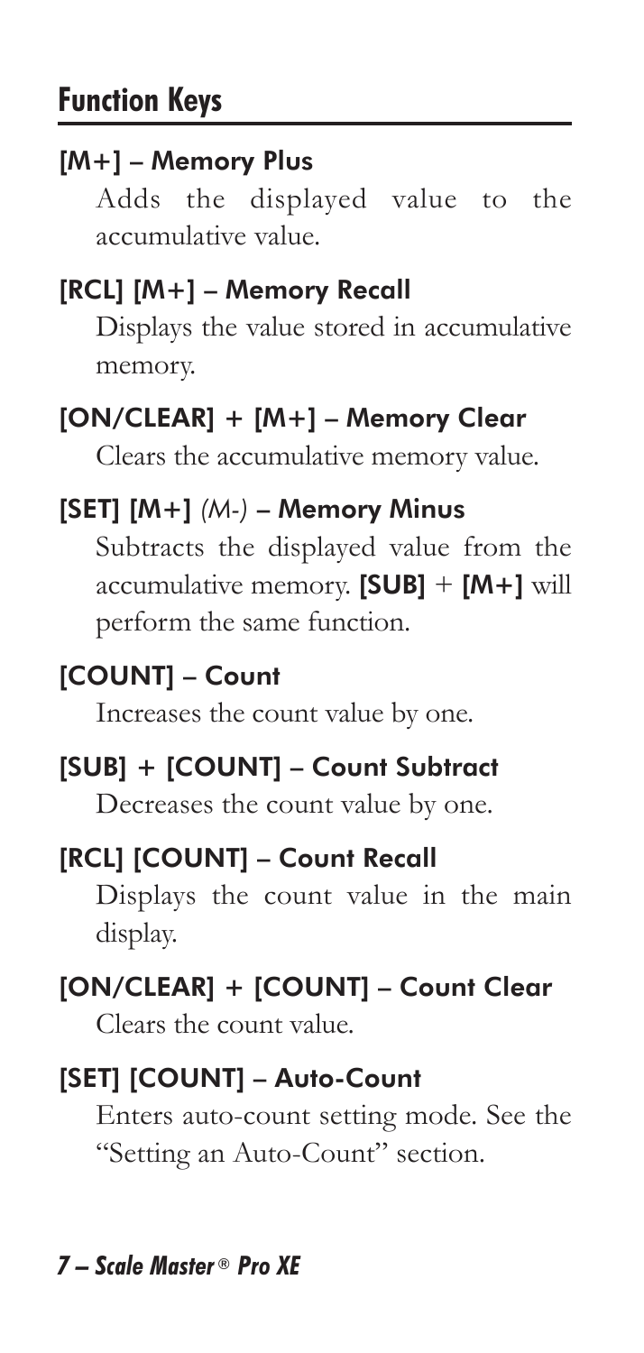## Function Keys

### [M+] – Memory Plus

Adds the displayed value to the accumulative value.

### [RCL] [M+] – Memory Recall

Displays the value stored in accumulative memory.

### [ON/CLEAR] + [M+] – Memory Clear

Clears the accumulative memory value.

### [SET] [M+] *(M-)* – Memory Minus

Subtracts the displayed value from the accumulative memory. **[SUB]** + **[M+]** will perform the same function.

### [COUNT] – Count

Increases the count value by one.

### [SUB] + [COUNT] – Count Subtract

Decreases the count value by one.

### [RCL] [COUNT] – Count Recall

Displays the count value in the main display.

### [ON/CLEAR] + [COUNT] – Count Clear

Clears the count value.

### [SET] [COUNT] – Auto-Count

Enters auto-count setting mode. See the "Setting an Auto-Count" section.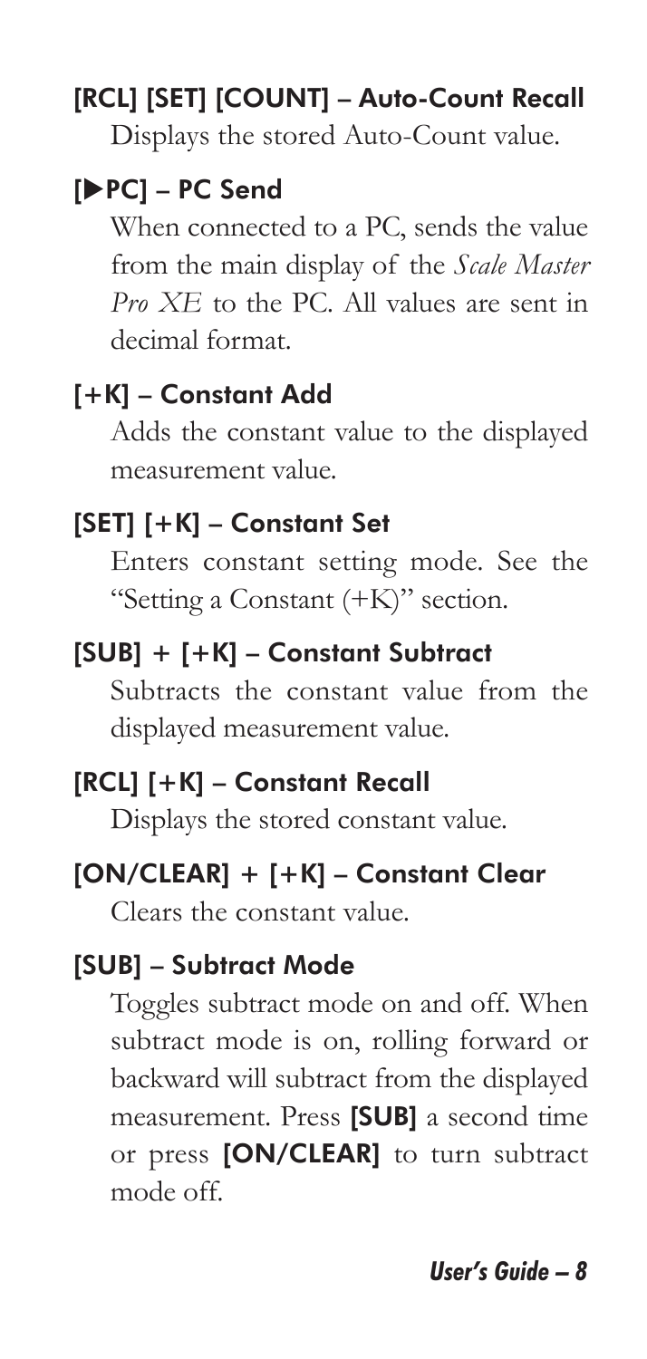### [RCL] [SET] [COUNT] – Auto-Count Recall

Displays the stored Auto-Count value.

### [▶PC] – PC Send

When connected to a PC, sends the value from the main display of the *Scale Master Pro XE* to the PC. All values are sent in decimal format.

### [+K] – Constant Add

Adds the constant value to the displayed measurement value.

### [SET] [+K] – Constant Set

Enters constant setting mode. See the "Setting a Constant (+K)" section.

### [SUB] + [+K] – Constant Subtract

Subtracts the constant value from the displayed measurement value.

### [RCL] [+K] – Constant Recall

Displays the stored constant value.

### [ON/CLEAR] + [+K] – Constant Clear

Clears the constant value.

### [SUB] – Subtract Mode

Toggles subtract mode on and off. When subtract mode is on, rolling forward or backward will subtract from the displayed measurement. Press **[SUB]** a second time or press **[ON/CLEAR]** to turn subtract mode off.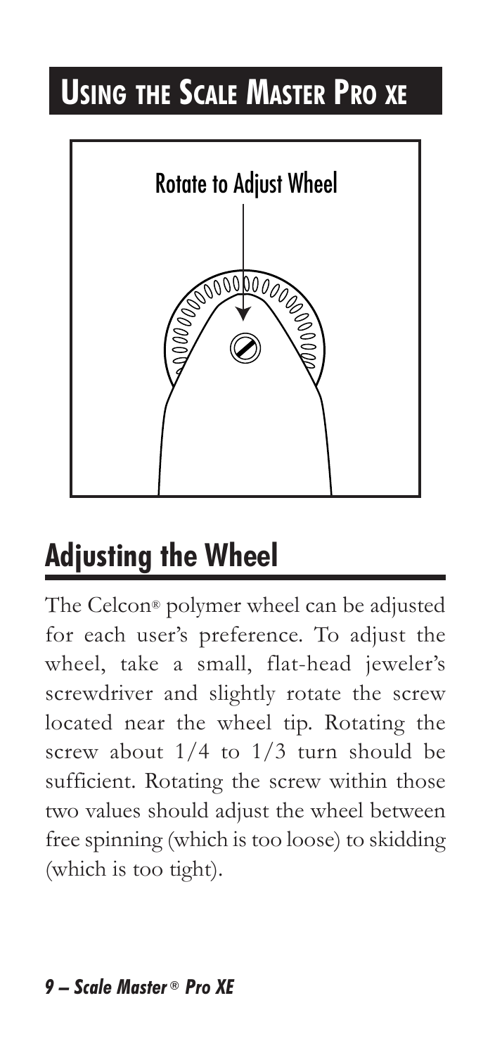# Using the Scale Master Pro xe

Rotate to Adjust Wheel

## Adjusting the Wheel

The Celcon® polymer wheel can be adjusted for each user's preference. To adjust the wheel, take a small, flat-head jeweler's screwdriver and slightly rotate the screw located near the wheel tip. Rotating the screw about 1/4 to 1/3 turn should be sufficient. Rotating the screw within those two values should adjust the wheel between free spinning (which is too loose) to skidding (which is too tight).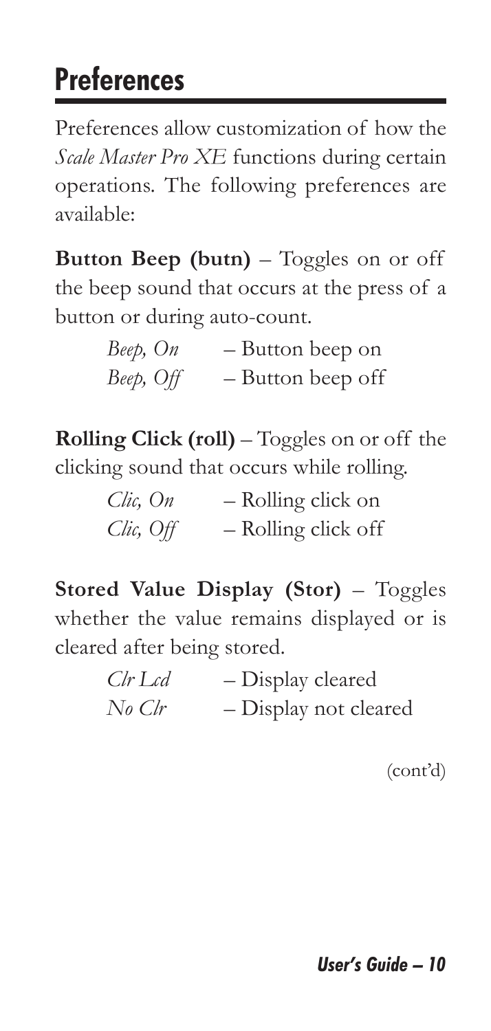# Preferences

Preferences allow customization of how the *Scale Master Pro XE* functions during certain operations. The following preferences are available:

**Button Beep (butn)** – Toggles on or off the beep sound that occurs at the press of a button or during auto-count.

*Beep, On* – Button beep on
*Beep, Off* – Button beep off

**Rolling Click (roll)** – Toggles on or off the clicking sound that occurs while rolling.

*Clic, On* – Rolling click on
*Clic, Off* – Rolling click off

**Stored Value Display (Stor)** – Toggles whether the value remains displayed or is cleared after being stored.

*Clr Lcd* – Display cleared
*No Clr* – Display not cleared

(cont'd)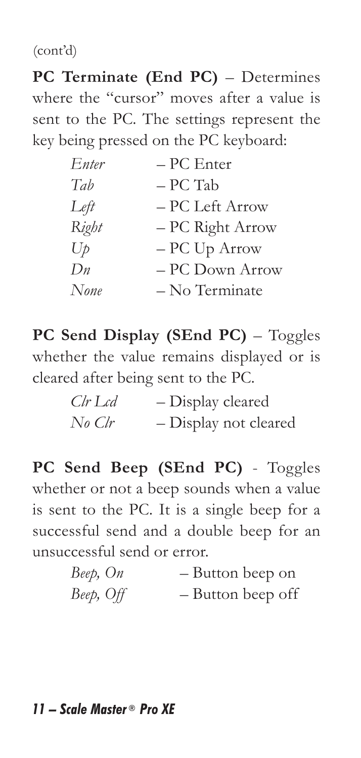(cont'd)

**PC Terminate (End PC)** – Determines where the "cursor" moves after a value is sent to the PC. The settings represent the key being pressed on the PC keyboard:

| | |
|---|---|
| *Enter* | – PC Enter |
| *Tab* | – PC Tab |
| *Left* | – PC Left Arrow |
| *Right* | – PC Right Arrow |
| *Up* | – PC Up Arrow |
| *Dn* | – PC Down Arrow |
| *None* | – No Terminate |

**PC Send Display (SEnd PC)** – Toggles whether the value remains displayed or is cleared after being sent to the PC.

| | |
|---|---|
| *Clr Lcd* | – Display cleared |
| *No Clr* | – Display not cleared |

**PC Send Beep (SEnd PC)** - Toggles whether or not a beep sounds when a value is sent to the PC. It is a single beep for a successful send and a double beep for an unsuccessful send or error.

| | |
|---|---|
| *Beep, On* | – Button beep on |
| *Beep, Off* | – Button beep off |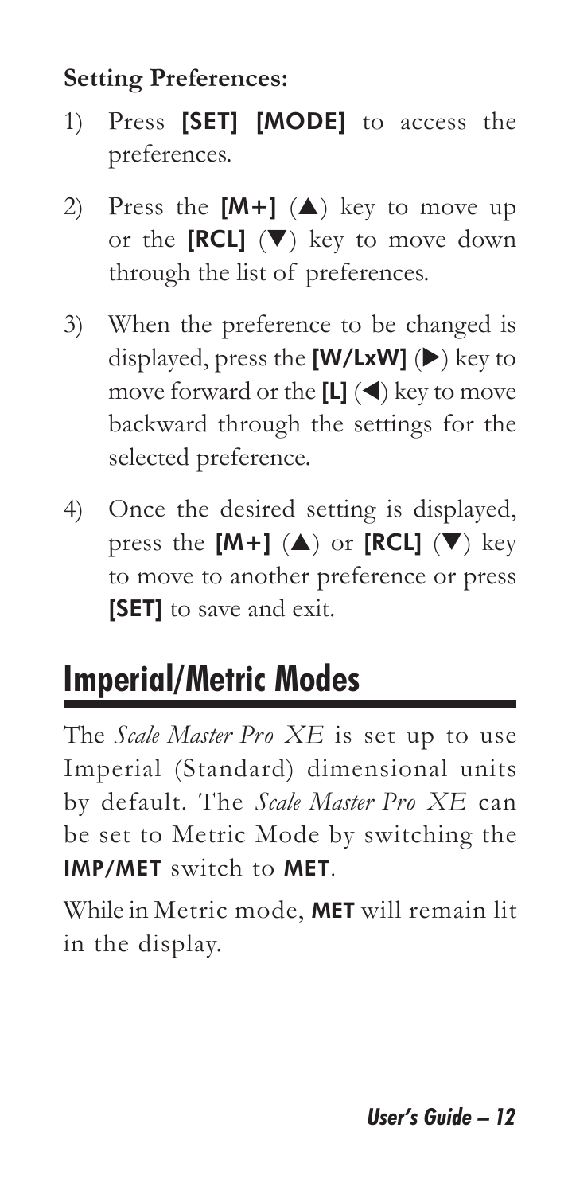**Setting Preferences:**

1) Press **[SET] [MODE]** to access the preferences.

2) Press the **[M+]** (▲) key to move up or the **[RCL]** (▼) key to move down through the list of preferences.

3) When the preference to be changed is displayed, press the **[W/LxW]** (▶) key to move forward or the **[L]** (◀) key to move backward through the settings for the selected preference.

4) Once the desired setting is displayed, press the **[M+]** (▲) or **[RCL]** (▼) key to move to another preference or press **[SET]** to save and exit.

## Imperial/Metric Modes

The *Scale Master Pro XE* is set up to use Imperial (Standard) dimensional units by default. The *Scale Master Pro XE* can be set to Metric Mode by switching the **IMP/MET** switch to **MET**.

While in Metric mode, **MET** will remain lit in the display.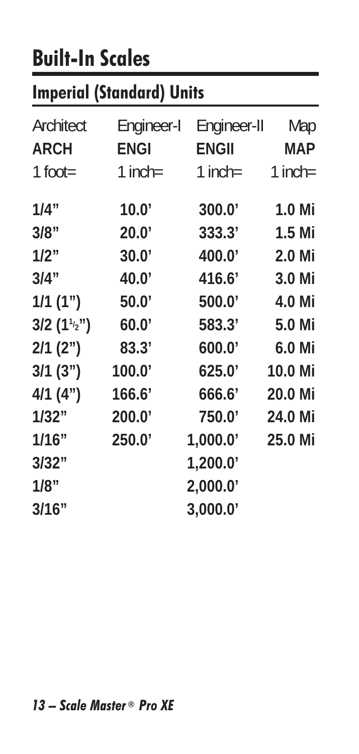# Built-In Scales

## Imperial (Standard) Units

| Architect | Engineer-I | Engineer-II | Map |
|---|---|---|---|
| **ARCH** | **ENGI** | **ENGII** | **MAP** |
| 1 foot= | 1 inch= | 1 inch= | 1 inch= |
| **1/4"** | **10.0'** | **300.0'** | **1.0 Mi** |
| **3/8"** | **20.0'** | **333.3'** | **1.5 Mi** |
| **1/2"** | **30.0'** | **400.0'** | **2.0 Mi** |
| **3/4"** | **40.0'** | **416.6'** | **3.0 Mi** |
| **1/1 (1")** | **50.0'** | **500.0'** | **4.0 Mi** |
| **3/2 (1½")** | **60.0'** | **583.3'** | **5.0 Mi** |
| **2/1 (2")** | **83.3'** | **600.0'** | **6.0 Mi** |
| **3/1 (3")** | **100.0'** | **625.0'** | **10.0 Mi** |
| **4/1 (4")** | **166.6'** | **666.6'** | **20.0 Mi** |
| **1/32"** | **200.0'** | **750.0'** | **24.0 Mi** |
| **1/16"** | **250.0'** | **1,000.0'** | **25.0 Mi** |
| **3/32"** | | **1,200.0'** | |
| **1/8"** | | **2,000.0'** | |
| **3/16"** | | **3,000.0'** | |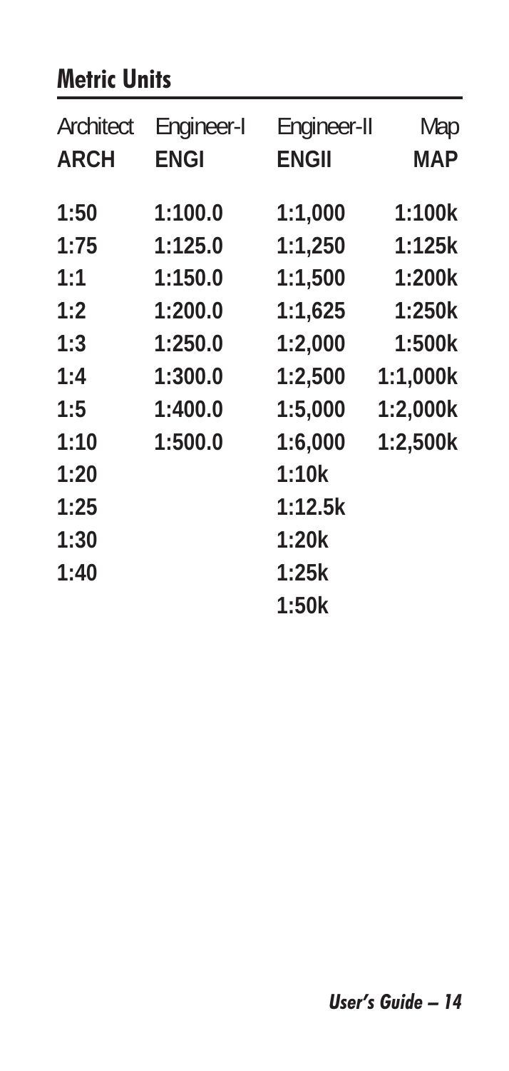## Metric Units

| Architect ARCH | Engineer-I ENGI | Engineer-II ENGII | Map MAP |
|---|---|---|---|
| 1:50 | 1:100.0 | 1:1,000 | 1:100k |
| 1:75 | 1:125.0 | 1:1,250 | 1:125k |
| 1:1 | 1:150.0 | 1:1,500 | 1:200k |
| 1:2 | 1:200.0 | 1:1,625 | 1:250k |
| 1:3 | 1:250.0 | 1:2,000 | 1:500k |
| 1:4 | 1:300.0 | 1:2,500 | 1:1,000k |
| 1:5 | 1:400.0 | 1:5,000 | 1:2,000k |
| 1:10 | 1:500.0 | 1:6,000 | 1:2,500k |
| 1:20 | | 1:10k | |
| 1:25 | | 1:12.5k | |
| 1:30 | | 1:20k | |
| 1:40 | | 1:25k | |
| | | 1:50k | |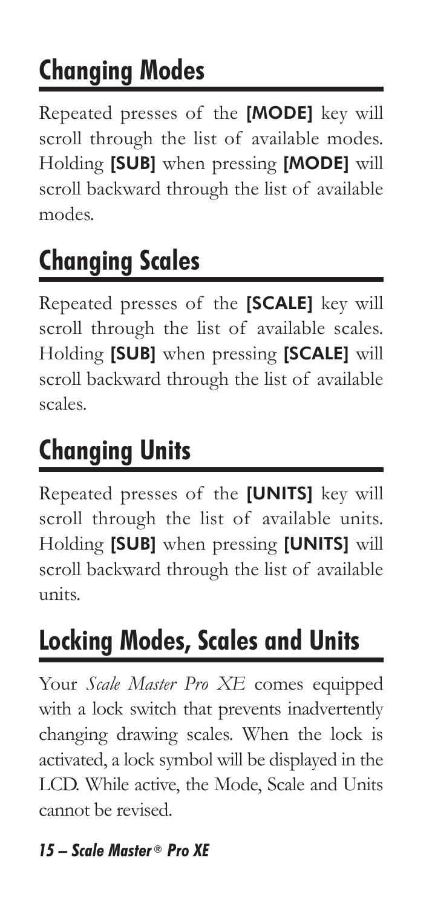## Changing Modes

Repeated presses of the **[MODE]** key will scroll through the list of available modes. Holding **[SUB]** when pressing **[MODE]** will scroll backward through the list of available modes.

## Changing Scales

Repeated presses of the **[SCALE]** key will scroll through the list of available scales. Holding **[SUB]** when pressing **[SCALE]** will scroll backward through the list of available scales.

## Changing Units

Repeated presses of the **[UNITS]** key will scroll through the list of available units. Holding **[SUB]** when pressing **[UNITS]** will scroll backward through the list of available units.

## Locking Modes, Scales and Units

Your *Scale Master Pro XE* comes equipped with a lock switch that prevents inadvertently changing drawing scales. When the lock is activated, a lock symbol will be displayed in the LCD. While active, the Mode, Scale and Units cannot be revised.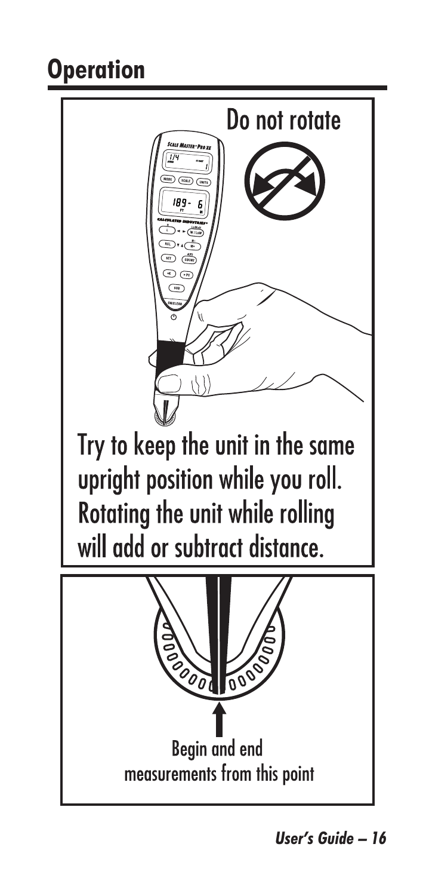# Operation

Do not rotate

Try to keep the unit in the same upright position while you roll. Rotating the unit while rolling will add or subtract distance.

Begin and end measurements from this point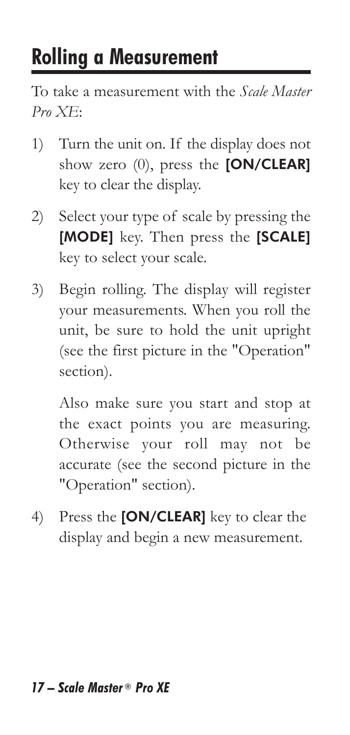# Rolling a Measurement

To take a measurement with the *Scale Master Pro XE*:

1) Turn the unit on. If the display does not show zero (0), press the **[ON/CLEAR]** key to clear the display.

2) Select your type of scale by pressing the **[MODE]** key. Then press the **[SCALE]** key to select your scale.

3) Begin rolling. The display will register your measurements. When you roll the unit, be sure to hold the unit upright (see the first picture in the "Operation" section).

   Also make sure you start and stop at the exact points you are measuring. Otherwise your roll may not be accurate (see the second picture in the "Operation" section).

4) Press the **[ON/CLEAR]** key to clear the display and begin a new measurement.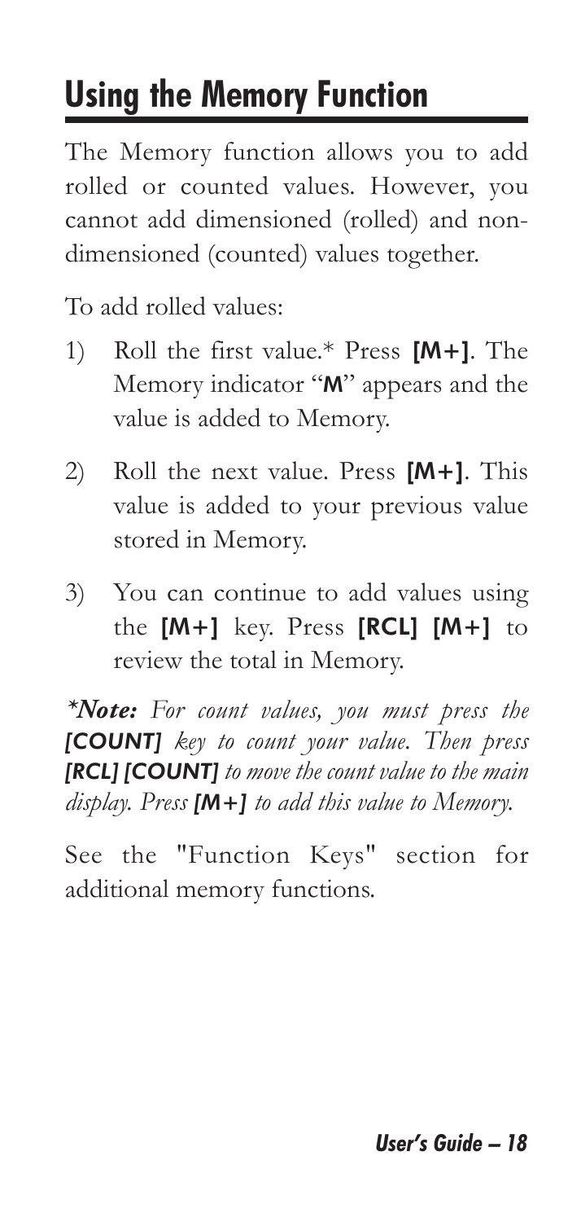# Using the Memory Function

The Memory function allows you to add rolled or counted values. However, you cannot add dimensioned (rolled) and non-dimensioned (counted) values together.

To add rolled values:

1) Roll the first value.* Press **[M+]**. The Memory indicator "**M**" appears and the value is added to Memory.

2) Roll the next value. Press **[M+]**. This value is added to your previous value stored in Memory.

3) You can continue to add values using the **[M+]** key. Press **[RCL] [M+]** to review the total in Memory.

*\*Note: For count values, you must press the **[COUNT]** key to count your value. Then press **[RCL] [COUNT]** to move the count value to the main display. Press **[M+]** to add this value to Memory.*

See the "Function Keys" section for additional memory functions.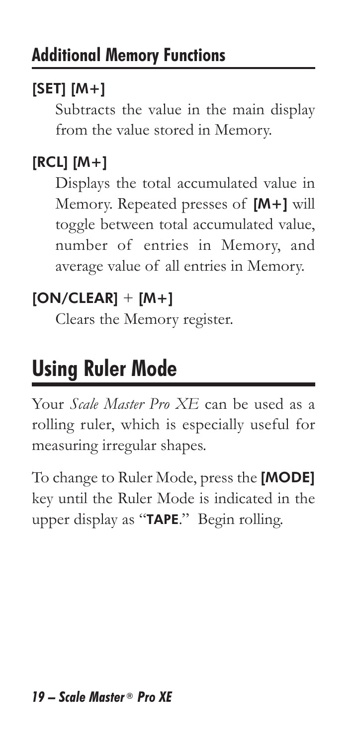## Additional Memory Functions

### [SET] [M+]

Subtracts the value in the main display from the value stored in Memory.

### [RCL] [M+]

Displays the total accumulated value in Memory. Repeated presses of **[M+]** will toggle between total accumulated value, number of entries in Memory, and average value of all entries in Memory.

### [ON/CLEAR] + [M+]

Clears the Memory register.

# Using Ruler Mode

Your *Scale Master Pro XE* can be used as a rolling ruler, which is especially useful for measuring irregular shapes.

To change to Ruler Mode, press the **[MODE]** key until the Ruler Mode is indicated in the upper display as "**TAPE**." Begin rolling.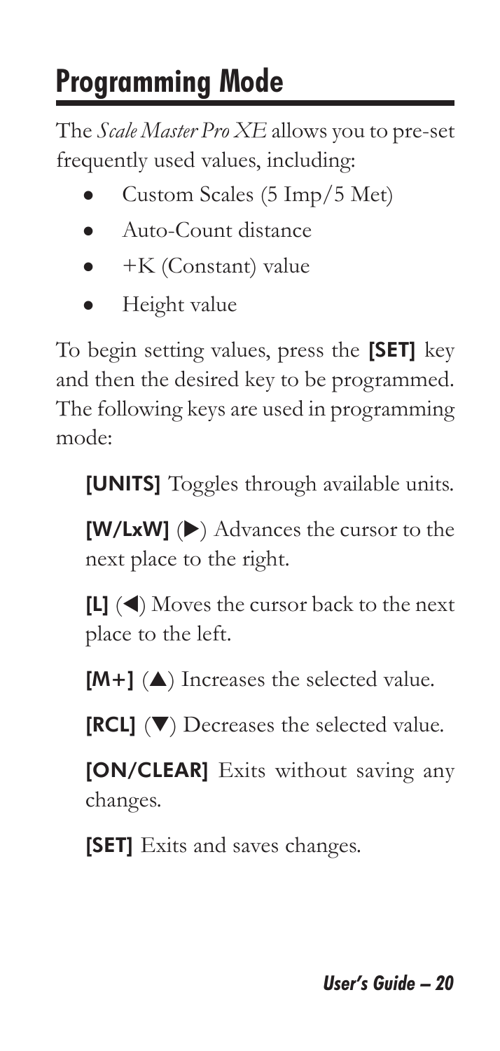# Programming Mode

The *Scale Master Pro XE* allows you to pre-set frequently used values, including:

- Custom Scales (5 Imp/5 Met)
- Auto-Count distance
- +K (Constant) value
- Height value

To begin setting values, press the **[SET]** key and then the desired key to be programmed. The following keys are used in programming mode:

**[UNITS]** Toggles through available units.

**[W/LxW]** (▶) Advances the cursor to the next place to the right.

**[L]** (◀) Moves the cursor back to the next place to the left.

**[M+]** (▲) Increases the selected value.

**[RCL]** (▼) Decreases the selected value.

**[ON/CLEAR]** Exits without saving any changes.

**[SET]** Exits and saves changes.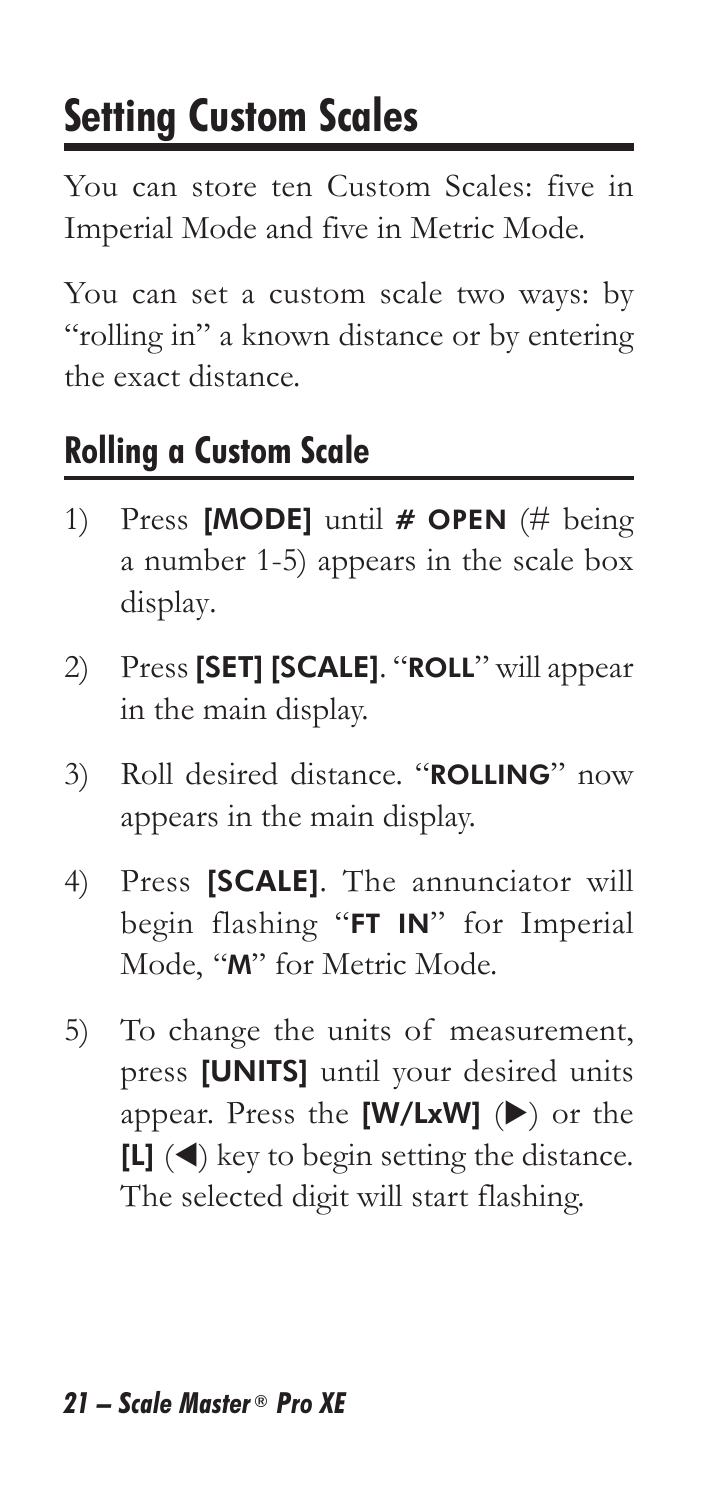# Setting Custom Scales

You can store ten Custom Scales: five in Imperial Mode and five in Metric Mode.

You can set a custom scale two ways: by "rolling in" a known distance or by entering the exact distance.

## Rolling a Custom Scale

1) Press **[MODE]** until **# OPEN** (# being a number 1-5) appears in the scale box display.
2) Press **[SET] [SCALE]**. "**ROLL**" will appear in the main display.
3) Roll desired distance. "**ROLLING**" now appears in the main display.
4) Press **[SCALE]**. The annunciator will begin flashing "**FT IN**" for Imperial Mode, "**M**" for Metric Mode.
5) To change the units of measurement, press **[UNITS]** until your desired units appear. Press the **[W/LxW]** (▶) or the **[L]** (◀) key to begin setting the distance. The selected digit will start flashing.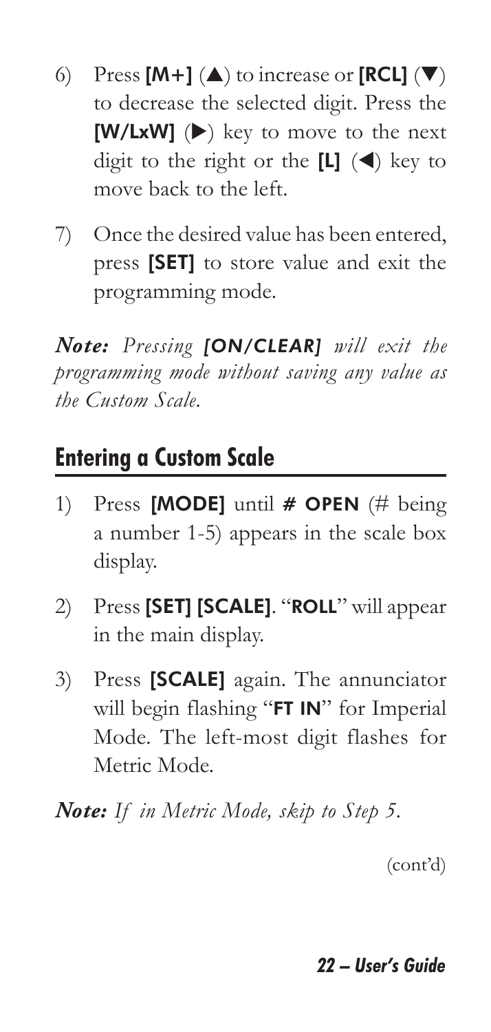6) Press **[M+]** (▲) to increase or **[RCL]** (▼) to decrease the selected digit. Press the **[W/LxW]** (▶) key to move to the next digit to the right or the **[L]** (◀) key to move back to the left.

7) Once the desired value has been entered, press **[SET]** to store value and exit the programming mode.

***Note:*** *Pressing* ***[ON/CLEAR]*** *will exit the programming mode without saving any value as the Custom Scale.*

## Entering a Custom Scale

1) Press **[MODE]** until **# OPEN** (# being a number 1-5) appears in the scale box display.

2) Press **[SET] [SCALE]**. "**ROLL**" will appear in the main display.

3) Press **[SCALE]** again. The annunciator will begin flashing "**FT IN**" for Imperial Mode. The left-most digit flashes for Metric Mode.

***Note:*** *If in Metric Mode, skip to Step 5.*

(cont'd)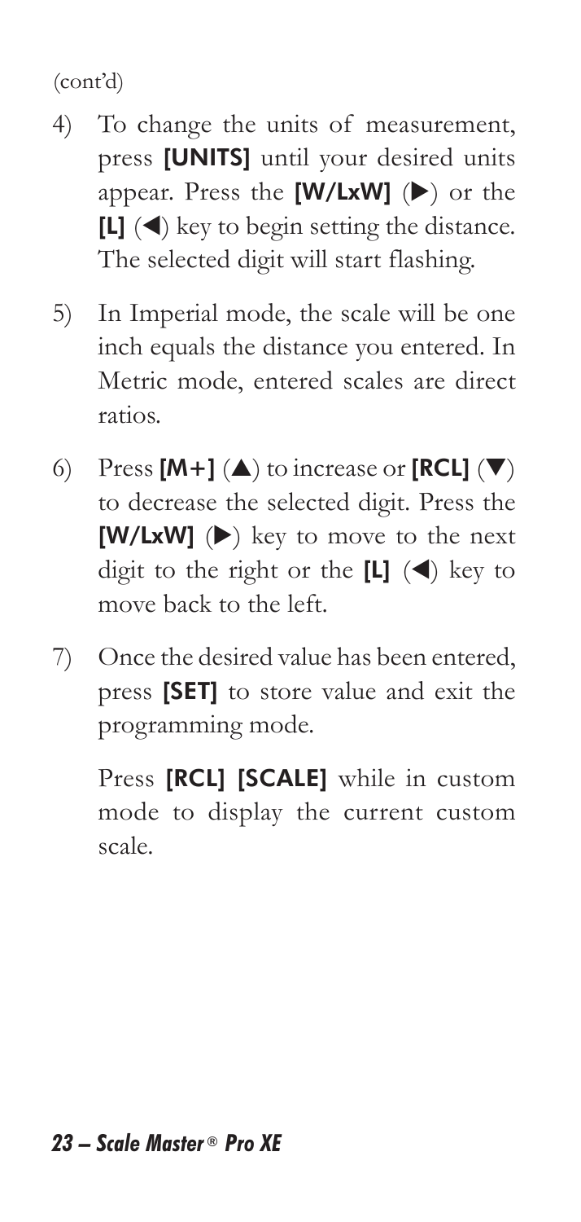(cont'd)

4) To change the units of measurement, press **[UNITS]** until your desired units appear. Press the **[W/LxW]** (▶) or the **[L]** (◀) key to begin setting the distance. The selected digit will start flashing.

5) In Imperial mode, the scale will be one inch equals the distance you entered. In Metric mode, entered scales are direct ratios.

6) Press **[M+]** (▲) to increase or **[RCL]** (▼) to decrease the selected digit. Press the **[W/LxW]** (▶) key to move to the next digit to the right or the **[L]** (◀) key to move back to the left.

7) Once the desired value has been entered, press **[SET]** to store value and exit the programming mode.

   Press **[RCL] [SCALE]** while in custom mode to display the current custom scale.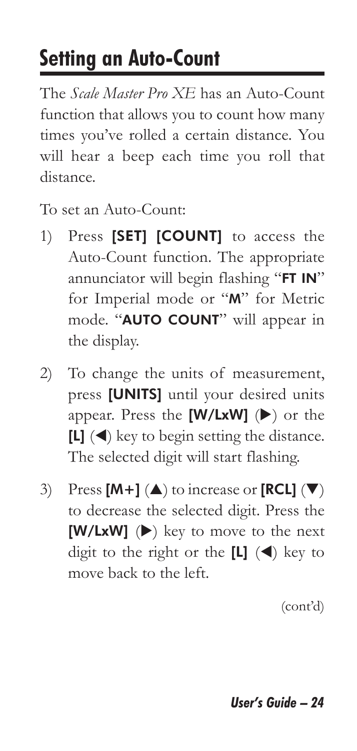# Setting an Auto-Count

The *Scale Master Pro XE* has an Auto-Count function that allows you to count how many times you've rolled a certain distance. You will hear a beep each time you roll that distance.

To set an Auto-Count:

1) Press **[SET] [COUNT]** to access the Auto-Count function. The appropriate annunciator will begin flashing "**FT IN**" for Imperial mode or "**M**" for Metric mode. "**AUTO COUNT**" will appear in the display.

2) To change the units of measurement, press **[UNITS]** until your desired units appear. Press the **[W/LxW]** (▶) or the **[L]** (◀) key to begin setting the distance. The selected digit will start flashing.

3) Press **[M+]** (▲) to increase or **[RCL]** (▼) to decrease the selected digit. Press the **[W/LxW]** (▶) key to move to the next digit to the right or the **[L]** (◀) key to move back to the left.

(cont'd)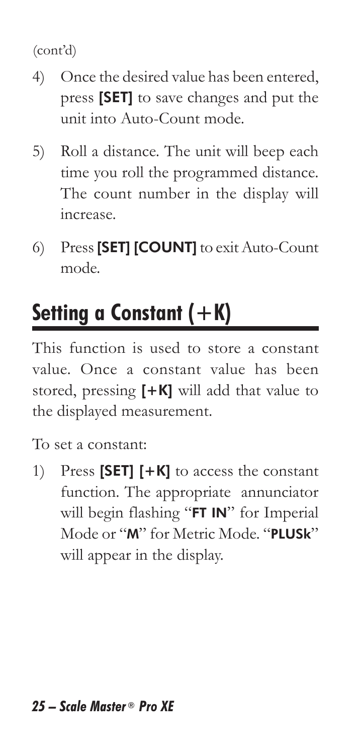(cont'd)

4) Once the desired value has been entered, press **[SET]** to save changes and put the unit into Auto-Count mode.

5) Roll a distance. The unit will beep each time you roll the programmed distance. The count number in the display will increase.

6) Press **[SET] [COUNT]** to exit Auto-Count mode.

## Setting a Constant (+K)

This function is used to store a constant value. Once a constant value has been stored, pressing **[+K]** will add that value to the displayed measurement.

To set a constant:

1) Press **[SET] [+K]** to access the constant function. The appropriate annunciator will begin flashing "**FT IN**" for Imperial Mode or "**M**" for Metric Mode. "**PLUSk**" will appear in the display.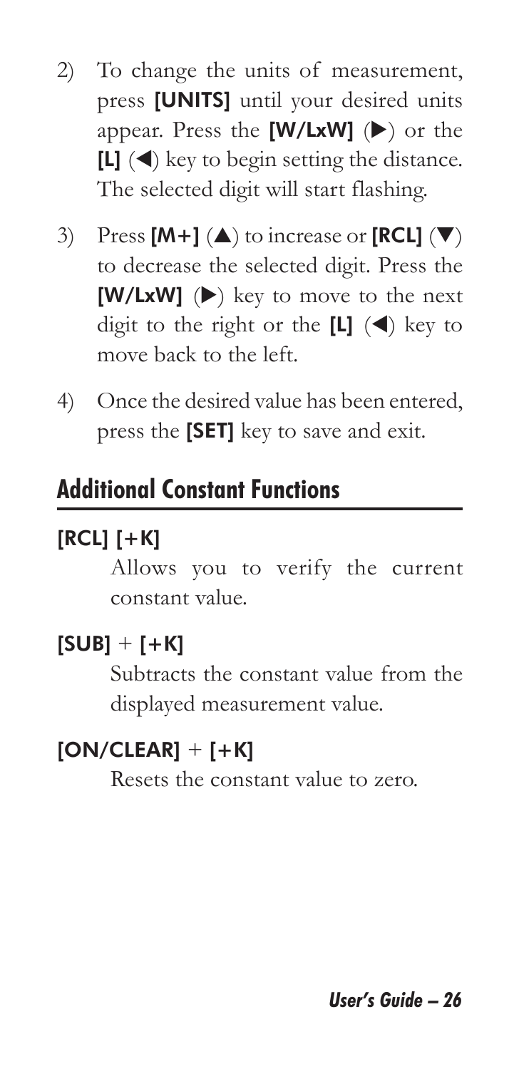2) To change the units of measurement, press **[UNITS]** until your desired units appear. Press the **[W/LxW]** (▶) or the **[L]** (◀) key to begin setting the distance. The selected digit will start flashing.

3) Press **[M+]** (▲) to increase or **[RCL]** (▼) to decrease the selected digit. Press the **[W/LxW]** (▶) key to move to the next digit to the right or the **[L]** (◀) key to move back to the left.

4) Once the desired value has been entered, press the **[SET]** key to save and exit.

## Additional Constant Functions

**[RCL] [+K]**

Allows you to verify the current constant value.

**[SUB]** + **[+K]**

Subtracts the constant value from the displayed measurement value.

**[ON/CLEAR]** + **[+K]**

Resets the constant value to zero.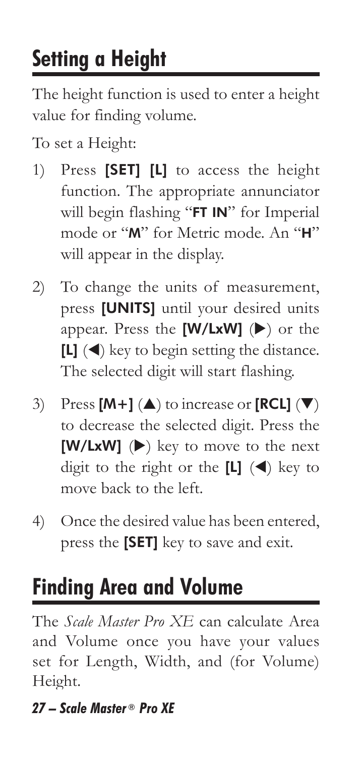## Setting a Height

The height function is used to enter a height value for finding volume.

To set a Height:

1) Press **[SET] [L]** to access the height function. The appropriate annunciator will begin flashing "**FT IN**" for Imperial mode or "**M**" for Metric mode. An "**H**" will appear in the display.

2) To change the units of measurement, press **[UNITS]** until your desired units appear. Press the **[W/LxW]** (▶) or the **[L]** (◀) key to begin setting the distance. The selected digit will start flashing.

3) Press **[M+]** (▲) to increase or **[RCL]** (▼) to decrease the selected digit. Press the **[W/LxW]** (▶) key to move to the next digit to the right or the **[L]** (◀) key to move back to the left.

4) Once the desired value has been entered, press the **[SET]** key to save and exit.

## Finding Area and Volume

The *Scale Master Pro XE* can calculate Area and Volume once you have your values set for Length, Width, and (for Volume) Height.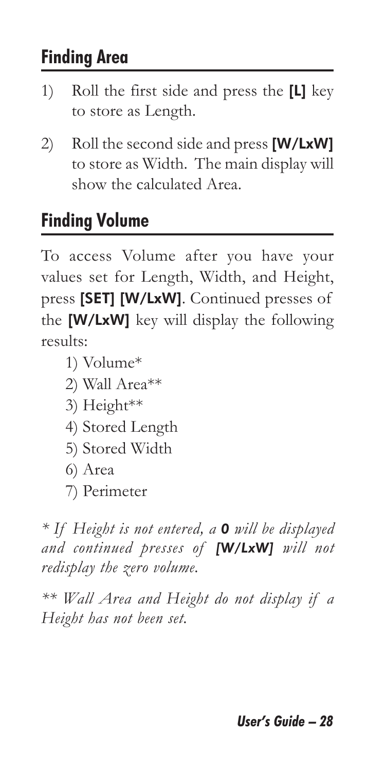## Finding Area

1) Roll the first side and press the **[L]** key to store as Length.
2) Roll the second side and press **[W/LxW]** to store as Width. The main display will show the calculated Area.

## Finding Volume

To access Volume after you have your values set for Length, Width, and Height, press **[SET] [W/LxW]**. Continued presses of the **[W/LxW]** key will display the following results:

1) Volume*
2) Wall Area**
3) Height**
4) Stored Length
5) Stored Width
6) Area
7) Perimeter

*\* If Height is not entered, a **0** will be displayed and continued presses of **[W/LxW]** will not redisplay the zero volume.*

*\*\* Wall Area and Height do not display if a Height has not been set.*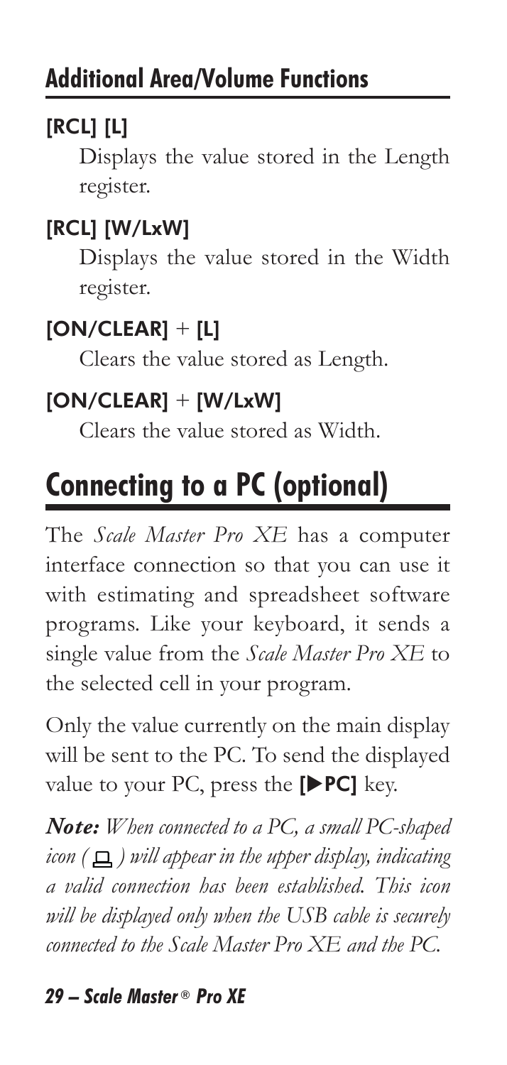## Additional Area/Volume Functions

### [RCL] [L]

Displays the value stored in the Length register.

### [RCL] [W/LxW]

Displays the value stored in the Width register.

### [ON/CLEAR] + [L]

Clears the value stored as Length.

### [ON/CLEAR] + [W/LxW]

Clears the value stored as Width.

# Connecting to a PC (optional)

The *Scale Master Pro XE* has a computer interface connection so that you can use it with estimating and spreadsheet software programs. Like your keyboard, it sends a single value from the *Scale Master Pro XE* to the selected cell in your program.

Only the value currently on the main display will be sent to the PC. To send the displayed value to your PC, press the **[▶PC]** key.

***Note:*** *When connected to a PC, a small PC-shaped icon ( ▭ ) will appear in the upper display, indicating a valid connection has been established. This icon will be displayed only when the USB cable is securely connected to the Scale Master Pro XE and the PC.*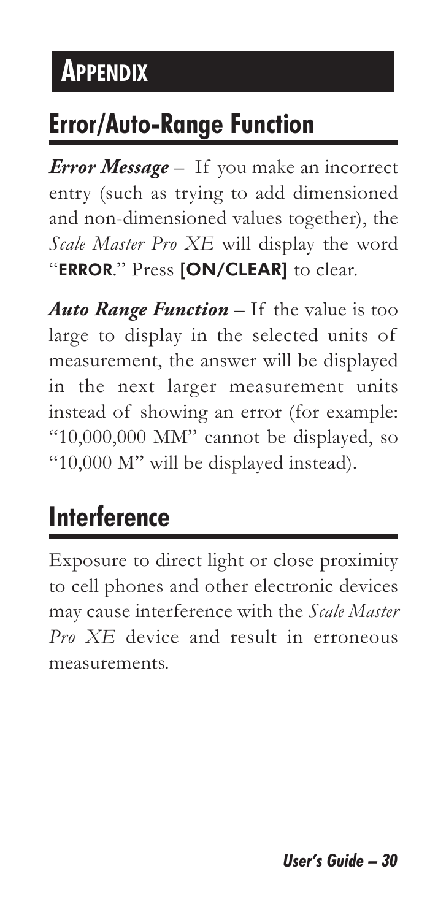# APPENDIX

## Error/Auto-Range Function

***Error Message*** – If you make an incorrect entry (such as trying to add dimensioned and non-dimensioned values together), the *Scale Master Pro XE* will display the word "**ERROR**." Press **[ON/CLEAR]** to clear.

***Auto Range Function*** – If the value is too large to display in the selected units of measurement, the answer will be displayed in the next larger measurement units instead of showing an error (for example: "10,000,000 MM" cannot be displayed, so "10,000 M" will be displayed instead).

## Interference

Exposure to direct light or close proximity to cell phones and other electronic devices may cause interference with the *Scale Master Pro XE* device and result in erroneous measurements.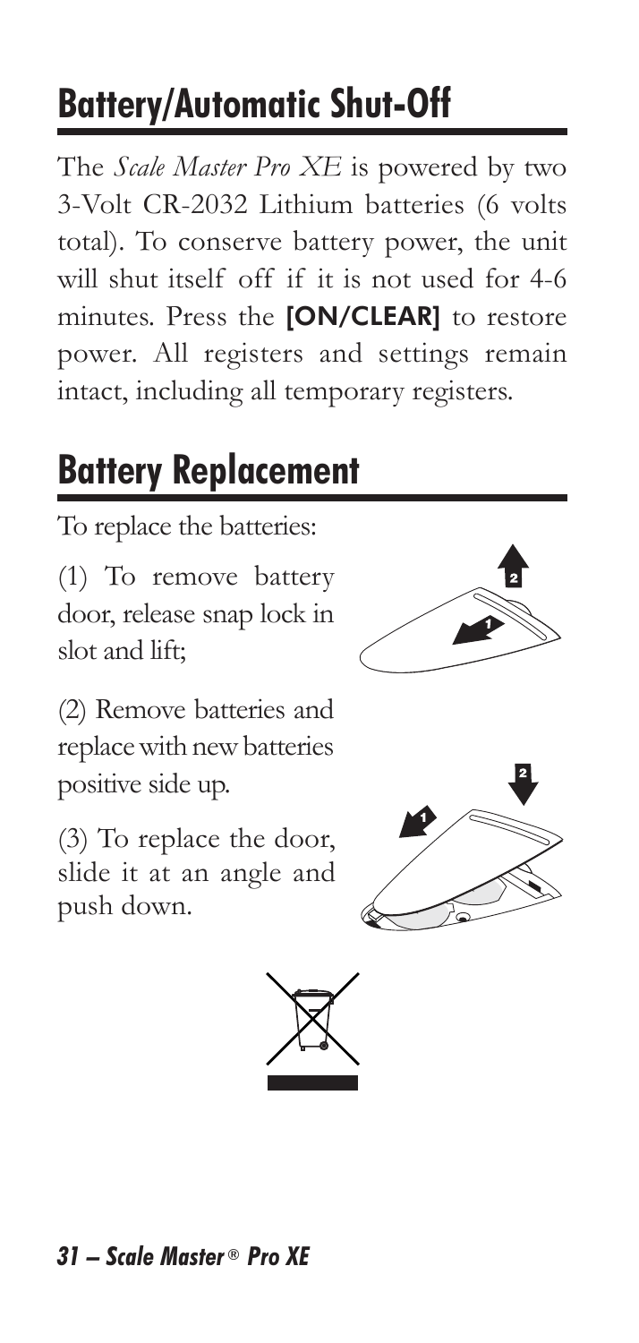## Battery/Automatic Shut-Off

The *Scale Master Pro XE* is powered by two 3-Volt CR-2032 Lithium batteries (6 volts total). To conserve battery power, the unit will shut itself off if it is not used for 4-6 minutes. Press the **[ON/CLEAR]** to restore power. All registers and settings remain intact, including all temporary registers.

## Battery Replacement

To replace the batteries:

(1) To remove battery door, release snap lock in slot and lift;

(2) Remove batteries and replace with new batteries positive side up.

(3) To replace the door, slide it at an angle and push down.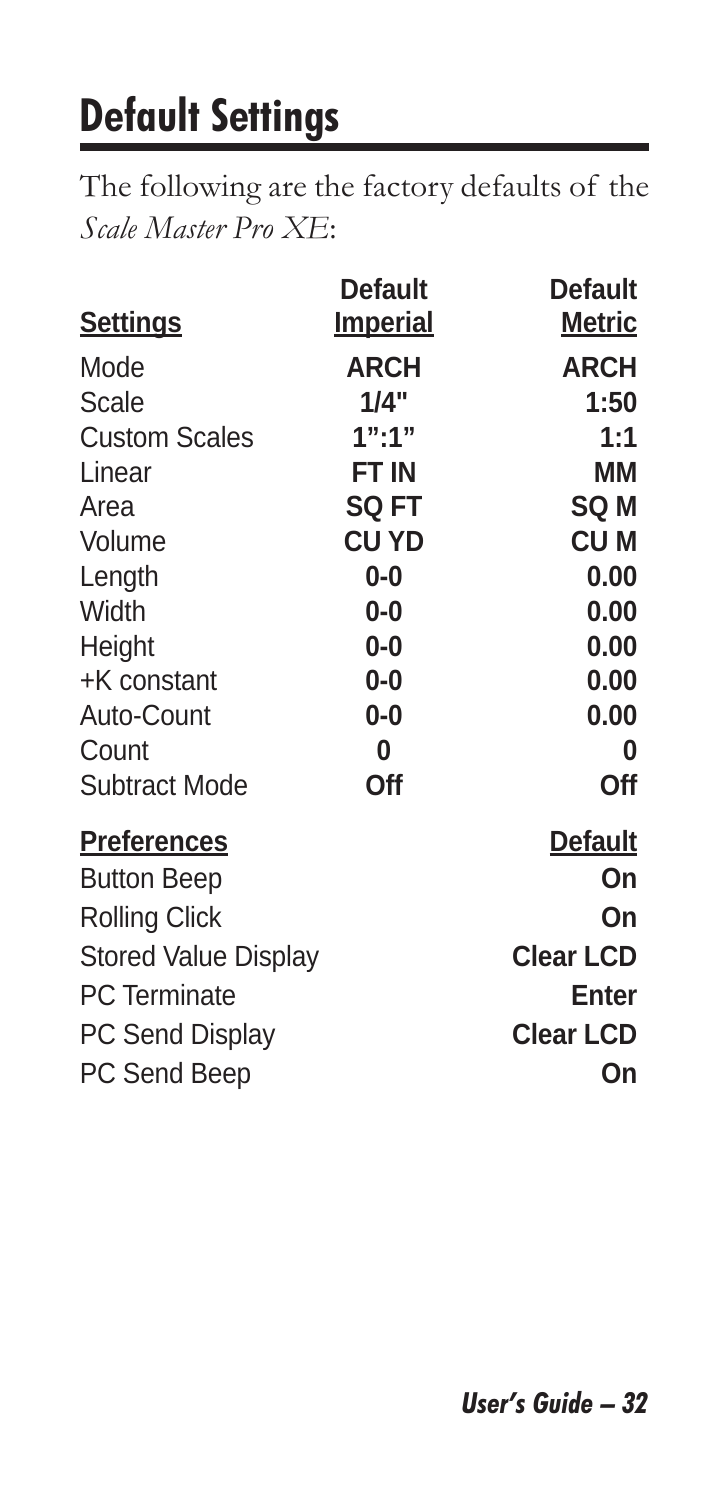# Default Settings

The following are the factory defaults of the *Scale Master Pro XE*:

| Settings | Default Imperial | Default Metric |
|---|---|---|
| Mode | **ARCH** | **ARCH** |
| Scale | **1/4"** | **1:50** |
| Custom Scales | **1":1"** | **1:1** |
| Linear | **FT IN** | **MM** |
| Area | **SQ FT** | **SQ M** |
| Volume | **CU YD** | **CU M** |
| Length | **0-0** | **0.00** |
| Width | **0-0** | **0.00** |
| Height | **0-0** | **0.00** |
| +K constant | **0-0** | **0.00** |
| Auto-Count | **0-0** | **0.00** |
| Count | **0** | **0** |
| Subtract Mode | **Off** | **Off** |

| Preferences | Default |
|---|---|
| Button Beep | **On** |
| Rolling Click | **On** |
| Stored Value Display | **Clear LCD** |
| PC Terminate | **Enter** |
| PC Send Display | **Clear LCD** |
| PC Send Beep | **On** |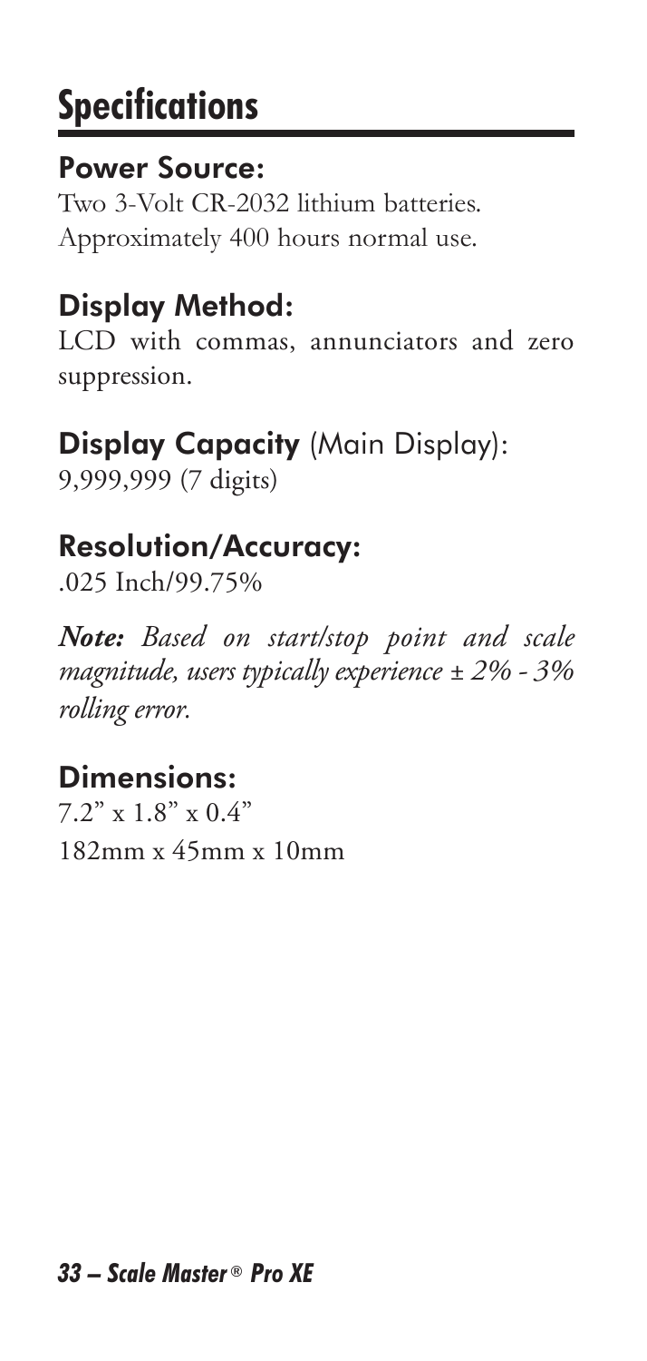# Specifications

## Power Source:

Two 3-Volt CR-2032 lithium batteries.
Approximately 400 hours normal use.

## Display Method:

LCD with commas, annunciators and zero suppression.

## Display Capacity (Main Display):

9,999,999 (7 digits)

## Resolution/Accuracy:

.025 Inch/99.75%

***Note:*** *Based on start/stop point and scale magnitude, users typically experience ± 2% - 3% rolling error.*

## Dimensions:

7.2" x 1.8" x 0.4"
182mm x 45mm x 10mm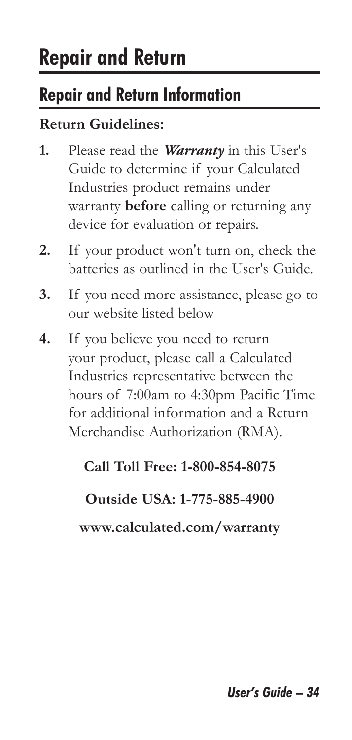# Repair and Return

## Repair and Return Information

**Return Guidelines:**

1. Please read the ***Warranty*** in this User's Guide to determine if your Calculated Industries product remains under warranty **before** calling or returning any device for evaluation or repairs.
2. If your product won't turn on, check the batteries as outlined in the User's Guide.
3. If you need more assistance, please go to our website listed below
4. If you believe you need to return your product, please call a Calculated Industries representative between the hours of 7:00am to 4:30pm Pacific Time for additional information and a Return Merchandise Authorization (RMA).

**Call Toll Free: 1-800-854-8075**

**Outside USA: 1-775-885-4900**

**www.calculated.com/warranty**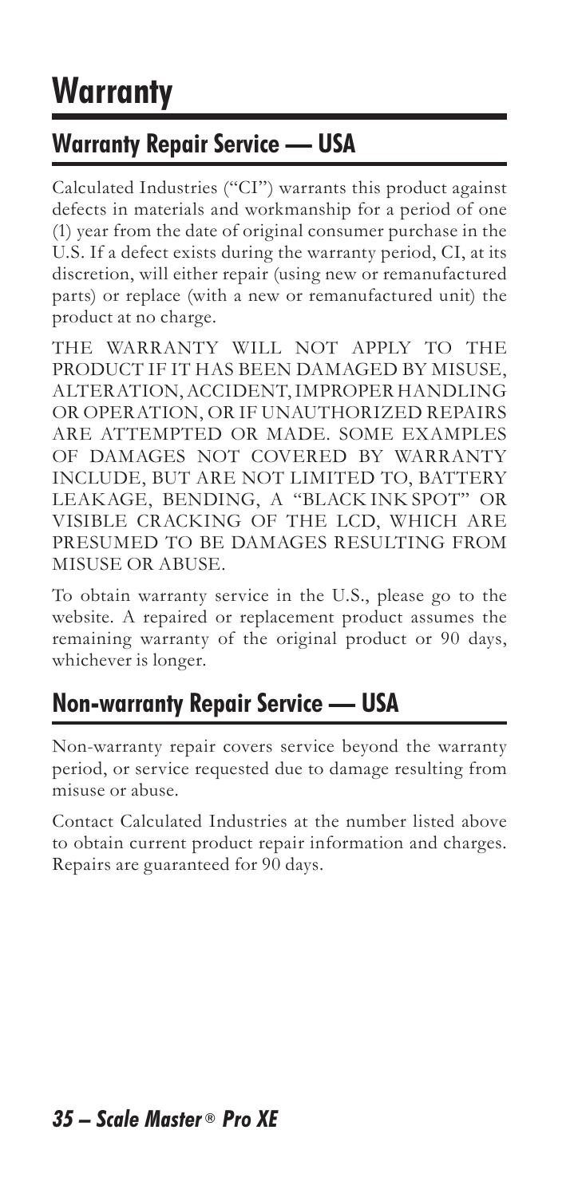# Warranty

## Warranty Repair Service — USA

Calculated Industries ("CI") warrants this product against defects in materials and workmanship for a period of one (1) year from the date of original consumer purchase in the U.S. If a defect exists during the warranty period, CI, at its discretion, will either repair (using new or remanufactured parts) or replace (with a new or remanufactured unit) the product at no charge.

THE WARRANTY WILL NOT APPLY TO THE PRODUCT IF IT HAS BEEN DAMAGED BY MISUSE, ALTERATION, ACCIDENT, IMPROPER HANDLING OR OPERATION, OR IF UNAUTHORIZED REPAIRS ARE ATTEMPTED OR MADE. SOME EXAMPLES OF DAMAGES NOT COVERED BY WARRANTY INCLUDE, BUT ARE NOT LIMITED TO, BATTERY LEAKAGE, BENDING, A "BLACK INK SPOT" OR VISIBLE CRACKING OF THE LCD, WHICH ARE PRESUMED TO BE DAMAGES RESULTING FROM MISUSE OR ABUSE.

To obtain warranty service in the U.S., please go to the website. A repaired or replacement product assumes the remaining warranty of the original product or 90 days, whichever is longer.

## Non-warranty Repair Service — USA

Non-warranty repair covers service beyond the warranty period, or service requested due to damage resulting from misuse or abuse.

Contact Calculated Industries at the number listed above to obtain current product repair information and charges. Repairs are guaranteed for 90 days.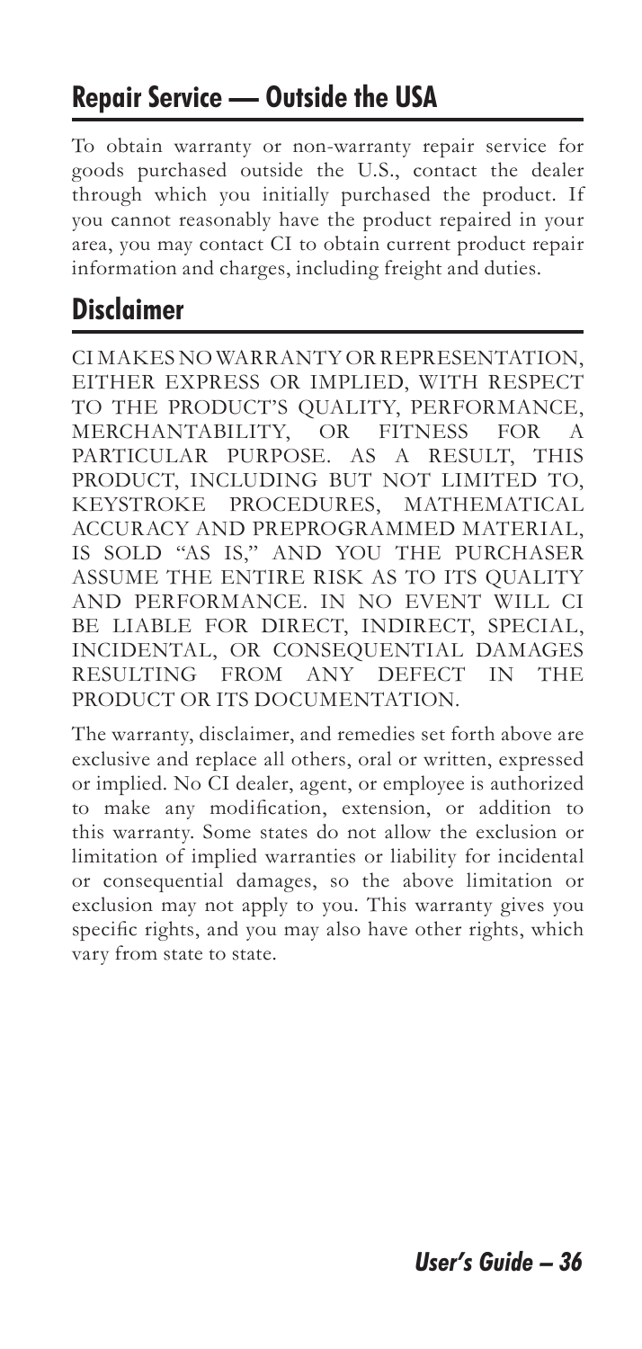## Repair Service — Outside the USA

To obtain warranty or non-warranty repair service for goods purchased outside the U.S., contact the dealer through which you initially purchased the product. If you cannot reasonably have the product repaired in your area, you may contact CI to obtain current product repair information and charges, including freight and duties.

## Disclaimer

CI MAKES NO WARRANTY OR REPRESENTATION, EITHER EXPRESS OR IMPLIED, WITH RESPECT TO THE PRODUCT'S QUALITY, PERFORMANCE, MERCHANTABILITY, OR FITNESS FOR A PARTICULAR PURPOSE. AS A RESULT, THIS PRODUCT, INCLUDING BUT NOT LIMITED TO, KEYSTROKE PROCEDURES, MATHEMATICAL ACCURACY AND PREPROGRAMMED MATERIAL, IS SOLD "AS IS," AND YOU THE PURCHASER ASSUME THE ENTIRE RISK AS TO ITS QUALITY AND PERFORMANCE. IN NO EVENT WILL CI BE LIABLE FOR DIRECT, INDIRECT, SPECIAL, INCIDENTAL, OR CONSEQUENTIAL DAMAGES RESULTING FROM ANY DEFECT IN THE PRODUCT OR ITS DOCUMENTATION.

The warranty, disclaimer, and remedies set forth above are exclusive and replace all others, oral or written, expressed or implied. No CI dealer, agent, or employee is authorized to make any modification, extension, or addition to this warranty. Some states do not allow the exclusion or limitation of implied warranties or liability for incidental or consequential damages, so the above limitation or exclusion may not apply to you. This warranty gives you specific rights, and you may also have other rights, which vary from state to state.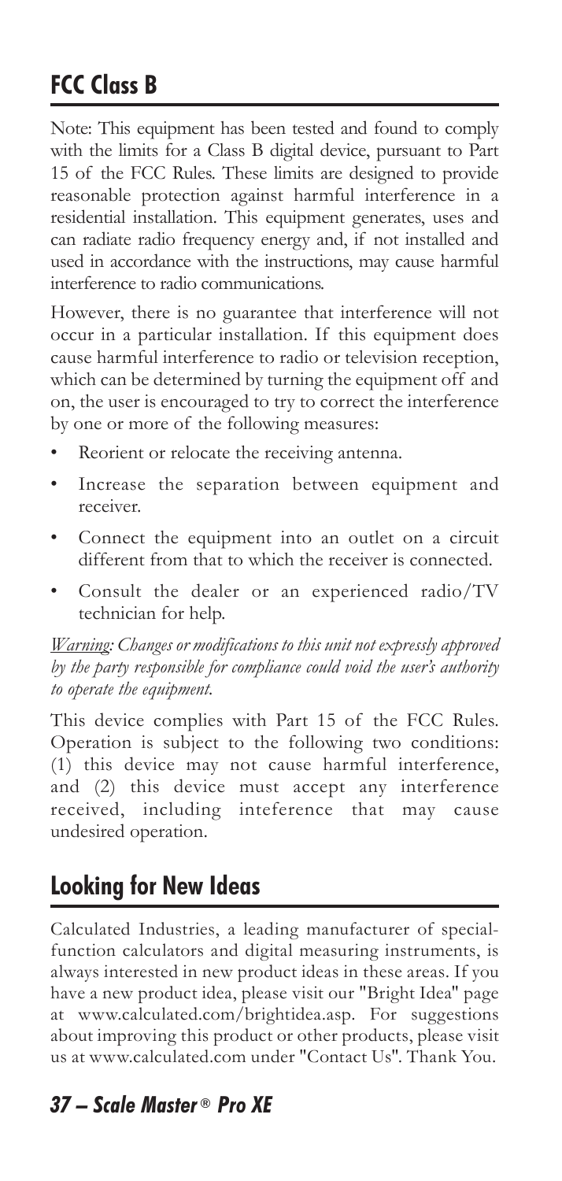## FCC Class B

Note: This equipment has been tested and found to comply with the limits for a Class B digital device, pursuant to Part 15 of the FCC Rules. These limits are designed to provide reasonable protection against harmful interference in a residential installation. This equipment generates, uses and can radiate radio frequency energy and, if not installed and used in accordance with the instructions, may cause harmful interference to radio communications.

However, there is no guarantee that interference will not occur in a particular installation. If this equipment does cause harmful interference to radio or television reception, which can be determined by turning the equipment off and on, the user is encouraged to try to correct the interference by one or more of the following measures:

- Reorient or relocate the receiving antenna.
- Increase the separation between equipment and receiver.
- Connect the equipment into an outlet on a circuit different from that to which the receiver is connected.
- Consult the dealer or an experienced radio/TV technician for help.

*Warning: Changes or modifications to this unit not expressly approved by the party responsible for compliance could void the user's authority to operate the equipment.*

This device complies with Part 15 of the FCC Rules. Operation is subject to the following two conditions: (1) this device may not cause harmful interference, and (2) this device must accept any interference received, including inteference that may cause undesired operation.

## Looking for New Ideas

Calculated Industries, a leading manufacturer of special-function calculators and digital measuring instruments, is always interested in new product ideas in these areas. If you have a new product idea, please visit our "Bright Idea" page at www.calculated.com/brightidea.asp. For suggestions about improving this product or other products, please visit us at www.calculated.com under "Contact Us". Thank You.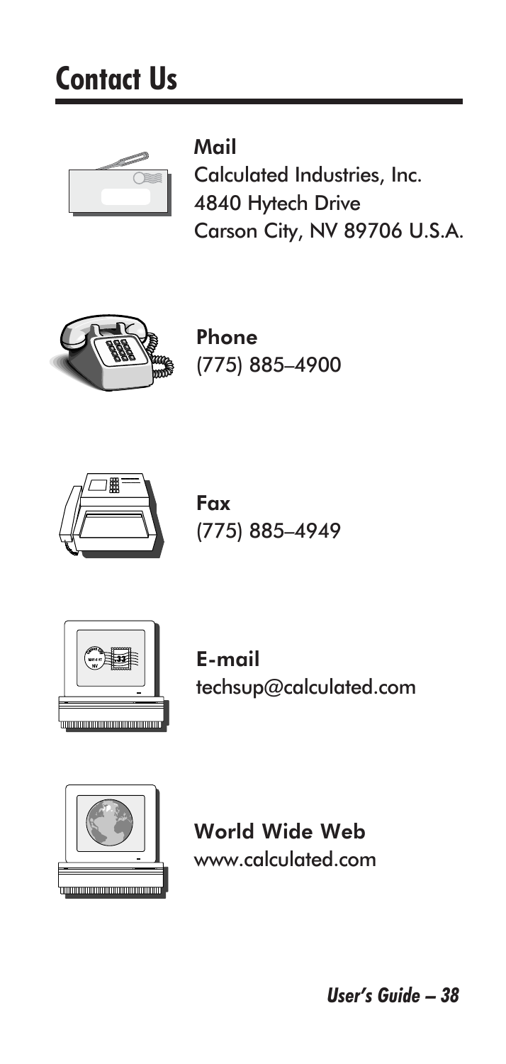# Contact Us

**Mail**
Calculated Industries, Inc.
4840 Hytech Drive
Carson City, NV 89706 U.S.A.

**Phone**
(775) 885–4900

**Fax**
(775) 885–4949

**E-mail**
techsup@calculated.com

**World Wide Web**
www.calculated.com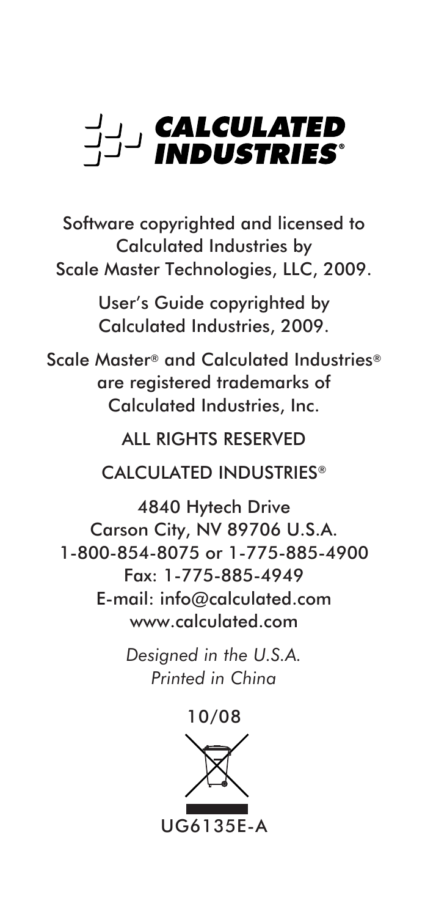**CALCULATED INDUSTRIES®**

Software copyrighted and licensed to Calculated Industries by Scale Master Technologies, LLC, 2009.

User's Guide copyrighted by Calculated Industries, 2009.

Scale Master® and Calculated Industries® are registered trademarks of Calculated Industries, Inc.

ALL RIGHTS RESERVED

CALCULATED INDUSTRIES®

4840 Hytech Drive
Carson City, NV 89706 U.S.A.
1-800-854-8075 or 1-775-885-4900
Fax: 1-775-885-4949
E-mail: info@calculated.com
www.calculated.com

*Designed in the U.S.A.*
*Printed in China*

10/08

UG6135E-A